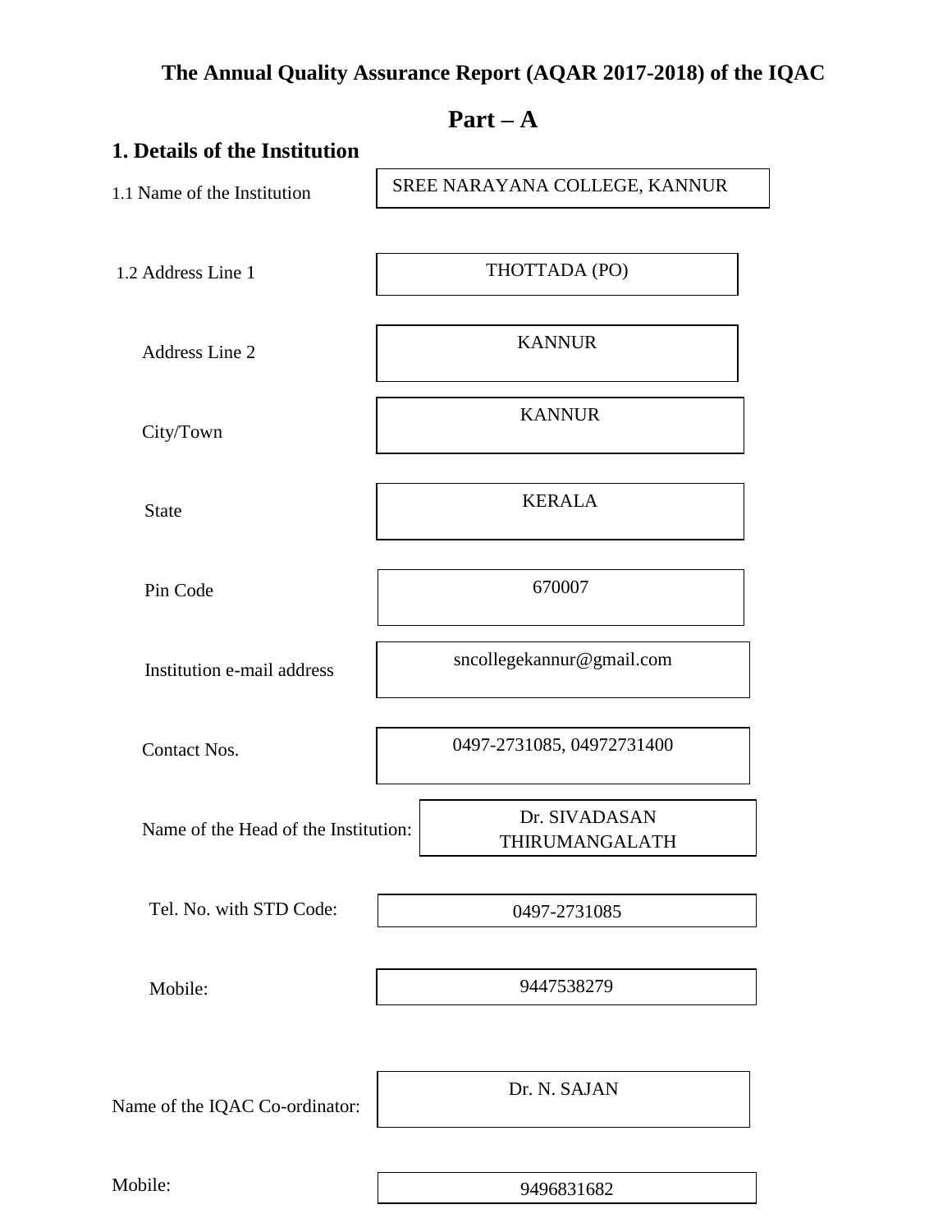# The Annual Quality Assurance Report (AQAR 2017-2018) of the IQAC

## Part – A

### 1. Details of the Institution

| | |
|---|---|
| 1.1 Name of the Institution | SREE NARAYANA COLLEGE, KANNUR |
| 1.2 Address Line 1 | THOTTADA (PO) |
| Address Line 2 | KANNUR |
| City/Town | KANNUR |
| State | KERALA |
| Pin Code | 670007 |
| Institution e-mail address | sncollegekannur@gmail.com |
| Contact Nos. | 0497-2731085, 04972731400 |
| Name of the Head of the Institution: | Dr. SIVADASAN THIRUMANGALATH |
| Tel. No. with STD Code: | 0497-2731085 |
| Mobile: | 9447538279 |
| Name of the IQAC Co-ordinator: | Dr. N. SAJAN |
| Mobile: | 9496831682 |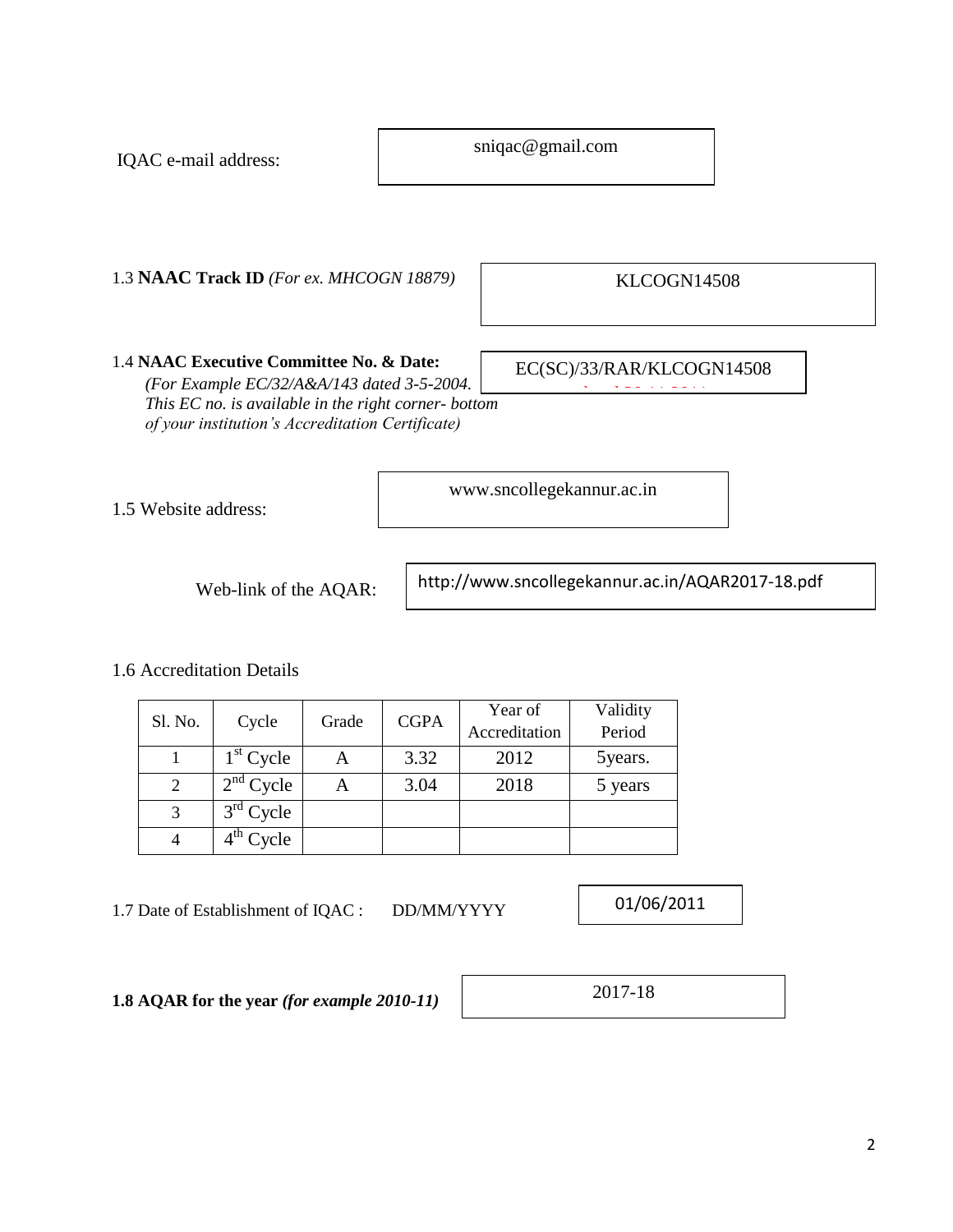IQAC e-mail address: sniqac@gmail.com

1.3 **NAAC Track ID** *(For ex. MHCOGN 18879)* KLCOGN14508

1.4 **NAAC Executive Committee No. & Date:** EC(SC)/33/RAR/KLCOGN14508
*(For Example EC/32/A&A/143 dated 3-5-2004. This EC no. is available in the right corner- bottom of your institution's Accreditation Certificate)*

1.5 Website address: www.sncollegekannur.ac.in

Web-link of the AQAR: http://www.sncollegekannur.ac.in/AQAR2017-18.pdf

1.6 Accreditation Details

| Sl. No. | Cycle | Grade | CGPA | Year of Accreditation | Validity Period |
|---|---|---|---|---|---|
| 1 | 1st Cycle | A | 3.32 | 2012 | 5years. |
| 2 | 2nd Cycle | A | 3.04 | 2018 | 5 years |
| 3 | 3rd Cycle | | | | |
| 4 | 4th Cycle | | | | |

1.7 Date of Establishment of IQAC : DD/MM/YYYY 01/06/2011

**1.8 AQAR for the year** ***(for example 2010-11)*** 2017-18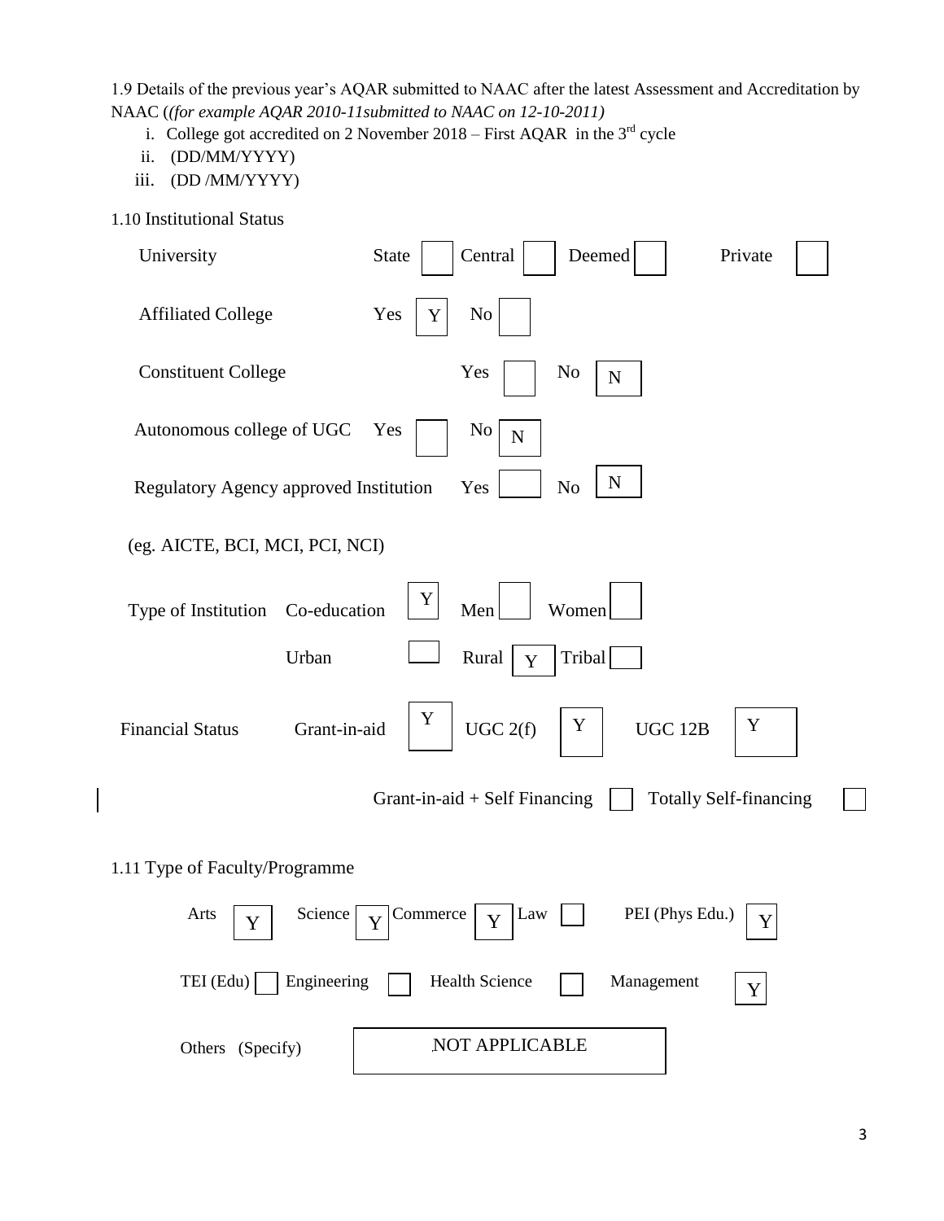1.9 Details of the previous year's AQAR submitted to NAAC after the latest Assessment and Accreditation by NAAC (*(for example AQAR 2010-11submitted to NAAC on 12-10-2011)*

i. College got accredited on 2 November 2018 – First AQAR in the 3rd cycle
ii. (DD/MM/YYYY)
iii. (DD /MM/YYYY)

1.10 Institutional Status

| | | | | | | | | |
|---|---|---|---|---|---|---|---|---|
| University | State | | Central | | Deemed | | Private | |
| Affiliated College | Yes | Y | No | | | | | |
| Constituent College | | | Yes | | No | N | | |
| Autonomous college of UGC | Yes | | No | N | | | | |
| Regulatory Agency approved Institution (eg. AICTE, BCI, MCI, PCI, NCI) | | | Yes | | No | N | | |
| Type of Institution | Co-education | Y | Men | | Women | | | |
| | Urban | | Rural | Y | Tribal | | | |
| Financial Status | Grant-in-aid | Y | UGC 2(f) | Y | UGC 12B | Y | | |
| | | | Grant-in-aid + Self Financing | | Totally Self-financing | | | |

1.11 Type of Faculty/Programme

| | | | | | | | | | |
|---|---|---|---|---|---|---|---|---|---|
| Arts | Y | Science | Y | Commerce | Y | Law | | PEI (Phys Edu.) | Y |
| TEI (Edu) | | Engineering | | Health Science | | Management | Y | | |
| Others (Specify) | NOT APPLICABLE | | | | | | | | |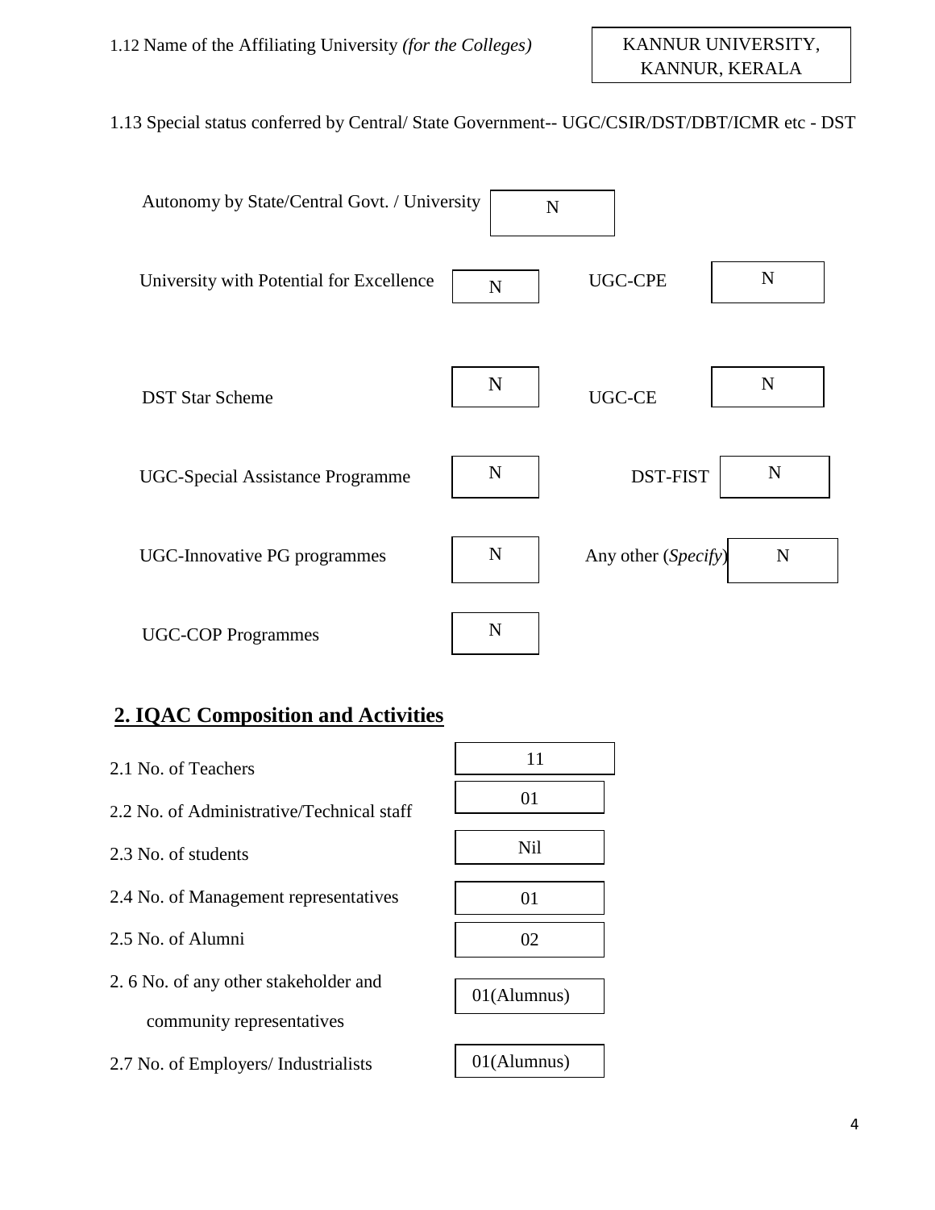1.12 Name of the Affiliating University *(for the Colleges)* — KANNUR UNIVERSITY, KANNUR, KERALA

1.13 Special status conferred by Central/ State Government-- UGC/CSIR/DST/DBT/ICMR etc - DST

| | | | |
|---|---|---|---|
| Autonomy by State/Central Govt. / University | N | | |
| University with Potential for Excellence | N | UGC-CPE | N |
| DST Star Scheme | N | UGC-CE | N |
| UGC-Special Assistance Programme | N | DST-FIST | N |
| UGC-Innovative PG programmes | N | Any other (*Specify*) | N |
| UGC-COP Programmes | N | | |

## 2. IQAC Composition and Activities

| | |
|---|---|
| 2.1 No. of Teachers | 11 |
| 2.2 No. of Administrative/Technical staff | 01 |
| 2.3 No. of students | Nil |
| 2.4 No. of Management representatives | 01 |
| 2.5 No. of Alumni | 02 |
| 2. 6 No. of any other stakeholder and community representatives | 01(Alumnus) |
| 2.7 No. of Employers/ Industrialists | 01(Alumnus) |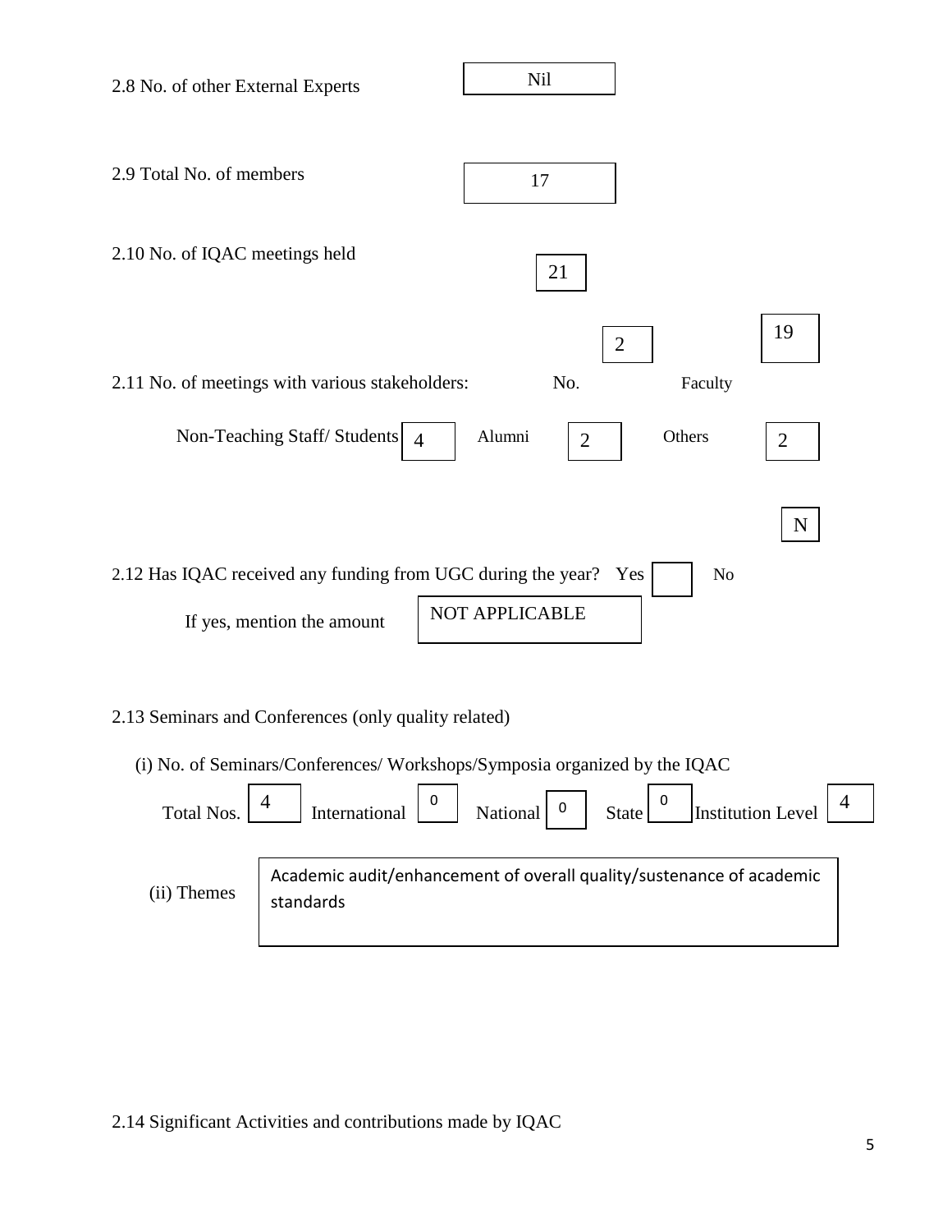2.8 No. of other External Experts: Nil

2.9 Total No. of members: 17

2.10 No. of IQAC meetings held: 21

2.11 No. of meetings with various stakeholders: No. 2 Faculty 19

Non-Teaching Staff/ Students 4 Alumni 2 Others 2

2.12 Has IQAC received any funding from UGC during the year? Yes [ ] No [N]

If yes, mention the amount: NOT APPLICABLE

2.13 Seminars and Conferences (only quality related)

(i) No. of Seminars/Conferences/ Workshops/Symposia organized by the IQAC

Total Nos. 4 International 0 National 0 State 0 Institution Level 4

(ii) Themes: Academic audit/enhancement of overall quality/sustenance of academic standards

2.14 Significant Activities and contributions made by IQAC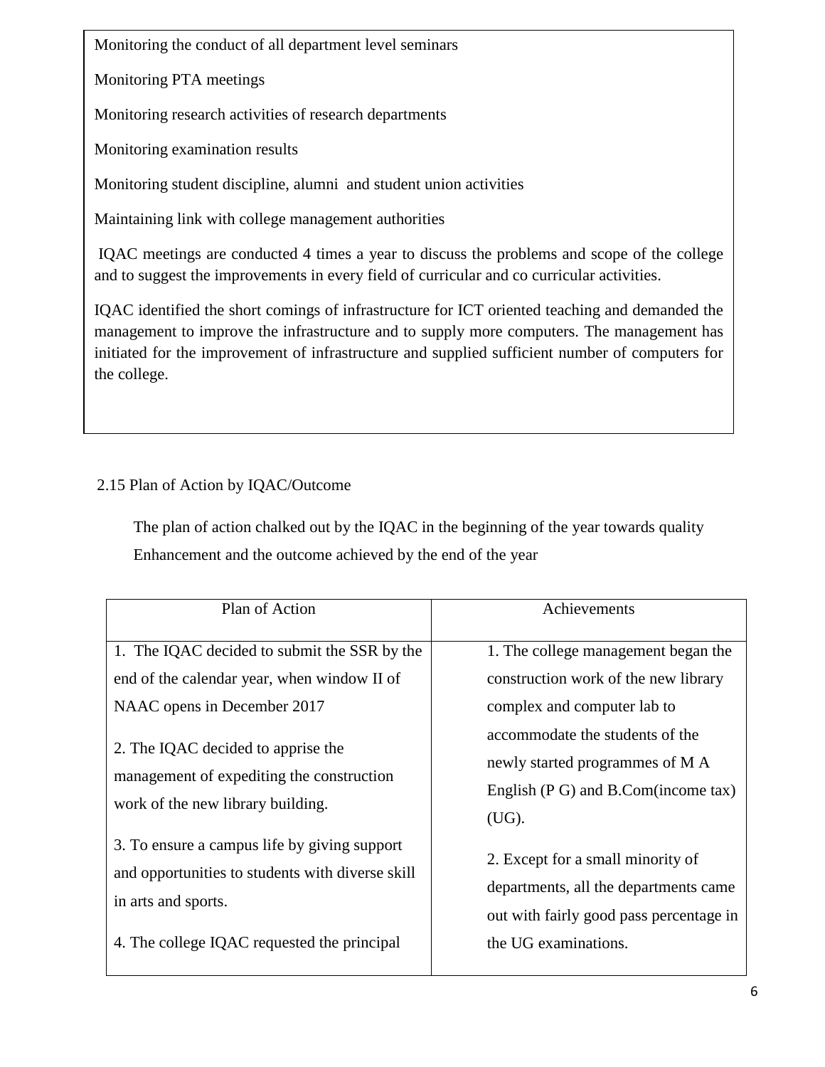Monitoring the conduct of all department level seminars

Monitoring PTA meetings

Monitoring research activities of research departments

Monitoring examination results

Monitoring student discipline, alumni and student union activities

Maintaining link with college management authorities

IQAC meetings are conducted 4 times a year to discuss the problems and scope of the college and to suggest the improvements in every field of curricular and co curricular activities.

IQAC identified the short comings of infrastructure for ICT oriented teaching and demanded the management to improve the infrastructure and to supply more computers. The management has initiated for the improvement of infrastructure and supplied sufficient number of computers for the college.

2.15 Plan of Action by IQAC/Outcome

The plan of action chalked out by the IQAC in the beginning of the year towards quality Enhancement and the outcome achieved by the end of the year

| Plan of Action | Achievements |
|---|---|
| 1. The IQAC decided to submit the SSR by the end of the calendar year, when window II of NAAC opens in December 2017<br><br>2. The IQAC decided to apprise the management of expediting the construction work of the new library building.<br><br>3. To ensure a campus life by giving support and opportunities to students with diverse skill in arts and sports.<br><br>4. The college IQAC requested the principal | 1. The college management began the construction work of the new library complex and computer lab to accommodate the students of the newly started programmes of M A English (P G) and B.Com(income tax) (UG).<br><br>2. Except for a small minority of departments, all the departments came out with fairly good pass percentage in the UG examinations. |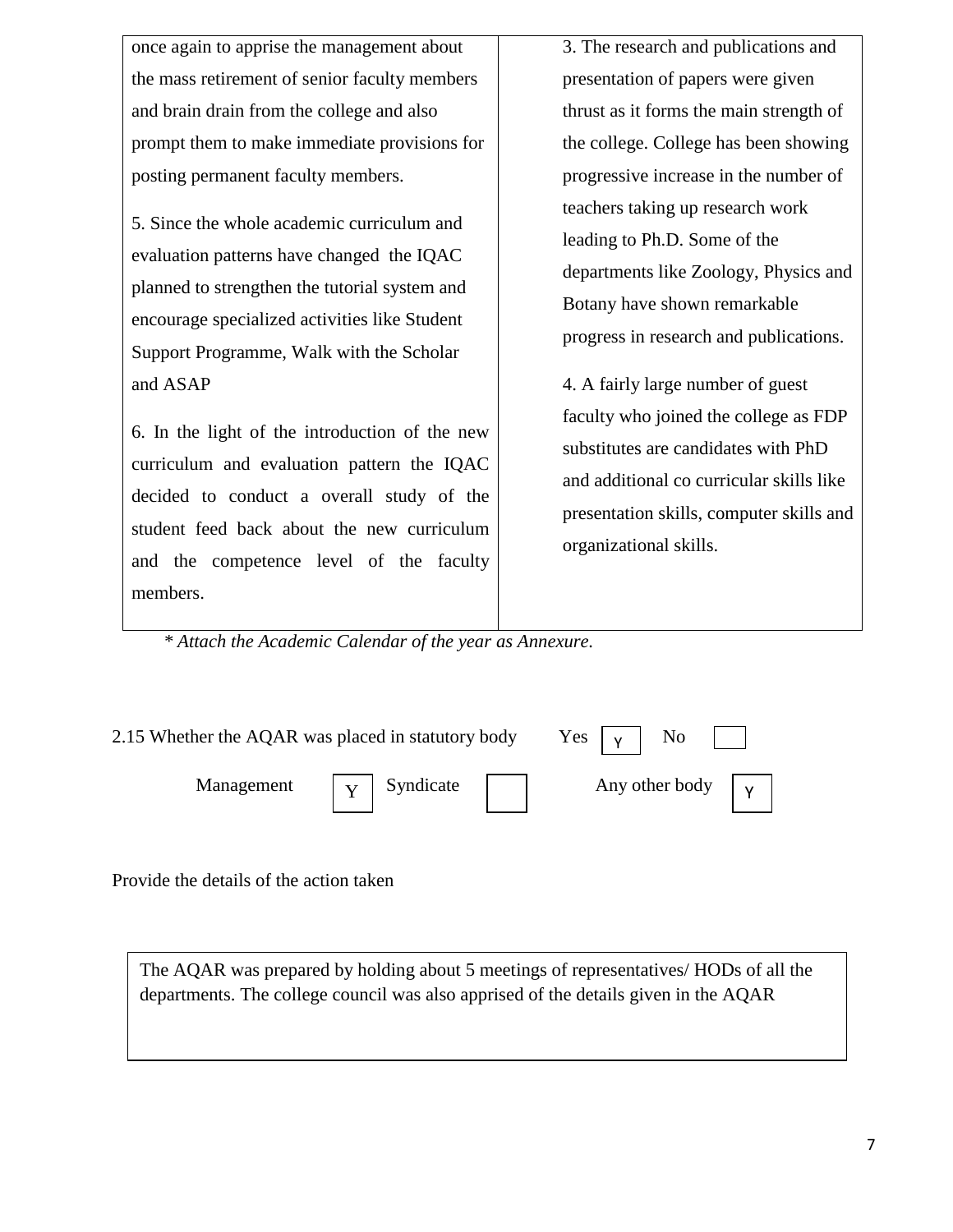| | |
|---|---|
| once again to apprise the management about the mass retirement of senior faculty members and brain drain from the college and also prompt them to make immediate provisions for posting permanent faculty members.<br><br>5. Since the whole academic curriculum and evaluation patterns have changed the IQAC planned to strengthen the tutorial system and encourage specialized activities like Student Support Programme, Walk with the Scholar and ASAP<br><br>6. In the light of the introduction of the new curriculum and evaluation pattern the IQAC decided to conduct a overall study of the student feed back about the new curriculum and the competence level of the faculty members. | 3. The research and publications and presentation of papers were given thrust as it forms the main strength of the college. College has been showing progressive increase in the number of teachers taking up research work leading to Ph.D. Some of the departments like Zoology, Physics and Botany have shown remarkable progress in research and publications.<br><br>4. A fairly large number of guest faculty who joined the college as FDP substitutes are candidates with PhD and additional co curricular skills like presentation skills, computer skills and organizational skills. |

*\* Attach the Academic Calendar of the year as Annexure.*

2.15 Whether the AQAR was placed in statutory body Yes [Y] No [ ]

Management [Y] Syndicate [ ] Any other body [Y]

Provide the details of the action taken

| |
|---|
| The AQAR was prepared by holding about 5 meetings of representatives/ HODs of all the departments. The college council was also apprised of the details given in the AQAR |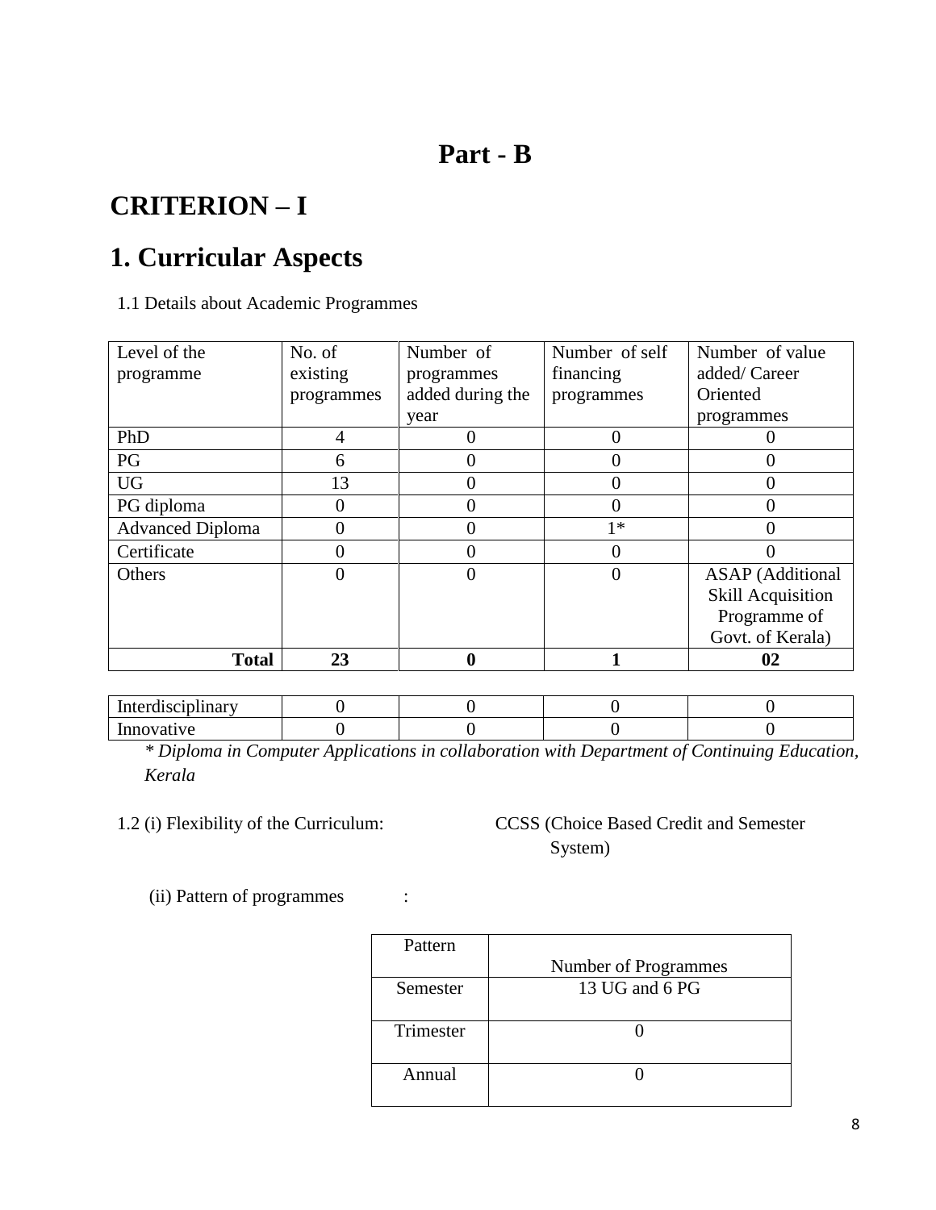# Part - B

# CRITERION – I

# 1. Curricular Aspects

1.1 Details about Academic Programmes

| Level of the programme | No. of existing programmes | Number of programmes added during the year | Number of self financing programmes | Number of value added/ Career Oriented programmes |
|---|---|---|---|---|
| PhD | 4 | 0 | 0 | 0 |
| PG | 6 | 0 | 0 | 0 |
| UG | 13 | 0 | 0 | 0 |
| PG diploma | 0 | 0 | 0 | 0 |
| Advanced Diploma | 0 | 0 | 1* | 0 |
| Certificate | 0 | 0 | 0 | 0 |
| Others | 0 | 0 | 0 | ASAP (Additional Skill Acquisition Programme of Govt. of Kerala) |
| **Total** | **23** | **0** | **1** | **02** |

| | | | | |
|---|---|---|---|---|
| Interdisciplinary | 0 | 0 | 0 | 0 |
| Innovative | 0 | 0 | 0 | 0 |

*\* Diploma in Computer Applications in collaboration with Department of Continuing Education, Kerala*

1.2 (i) Flexibility of the Curriculum: CCSS (Choice Based Credit and Semester System)

(ii) Pattern of programmes :

| Pattern | Number of Programmes |
|---|---|
| Semester | 13 UG and 6 PG |
| Trimester | 0 |
| Annual | 0 |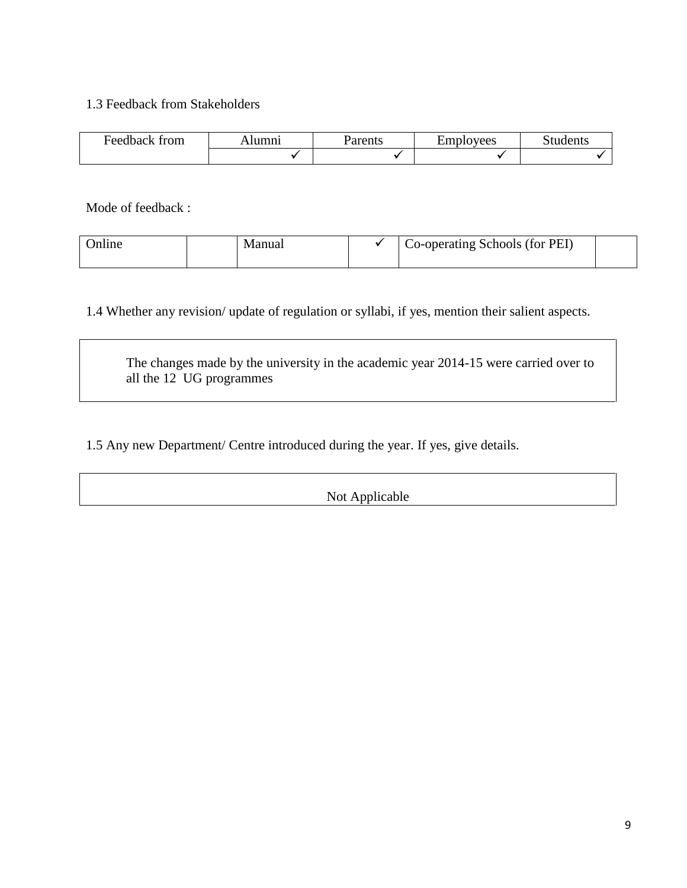1.3 Feedback from Stakeholders

| Feedback from | Alumni | Parents | Employees | Students |
|---|---|---|---|---|
| | ✓ | ✓ | ✓ | ✓ |

Mode of feedback :

| Online | | Manual | ✓ | Co-operating Schools (for PEI) | |
|---|---|---|---|---|---|

1.4 Whether any revision/ update of regulation or syllabi, if yes, mention their salient aspects.

> The changes made by the university in the academic year 2014-15 were carried over to all the 12 UG programmes

1.5 Any new Department/ Centre introduced during the year. If yes, give details.

> Not Applicable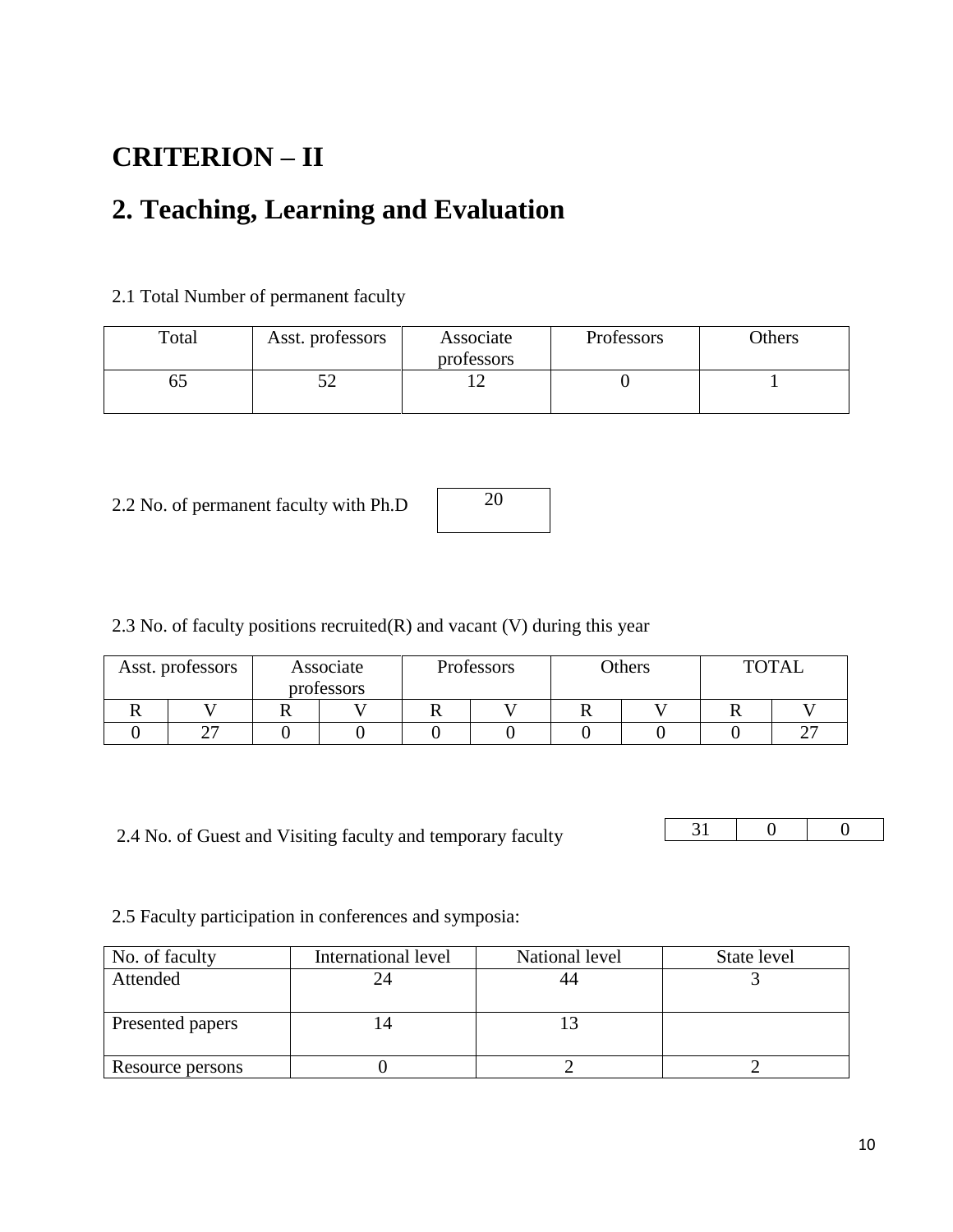# CRITERION – II

# 2. Teaching, Learning and Evaluation

2.1 Total Number of permanent faculty

| Total | Asst. professors | Associate professors | Professors | Others |
|---|---|---|---|---|
| 65 | 52 | 12 | 0 | 1 |

2.2 No. of permanent faculty with Ph.D

| 20 |
|---|

2.3 No. of faculty positions recruited(R) and vacant (V) during this year

| Asst. professors | | Associate professors | | Professors | | Others | | TOTAL | |
|---|---|---|---|---|---|---|---|---|---|
| R | V | R | V | R | V | R | V | R | V |
| 0 | 27 | 0 | 0 | 0 | 0 | 0 | 0 | 0 | 27 |

2.4 No. of Guest and Visiting faculty and temporary faculty

| 31 | 0 | 0 |
|---|---|---|

2.5 Faculty participation in conferences and symposia:

| No. of faculty | International level | National level | State level |
|---|---|---|---|
| Attended | 24 | 44 | 3 |
| Presented papers | 14 | 13 | |
| Resource persons | 0 | 2 | 2 |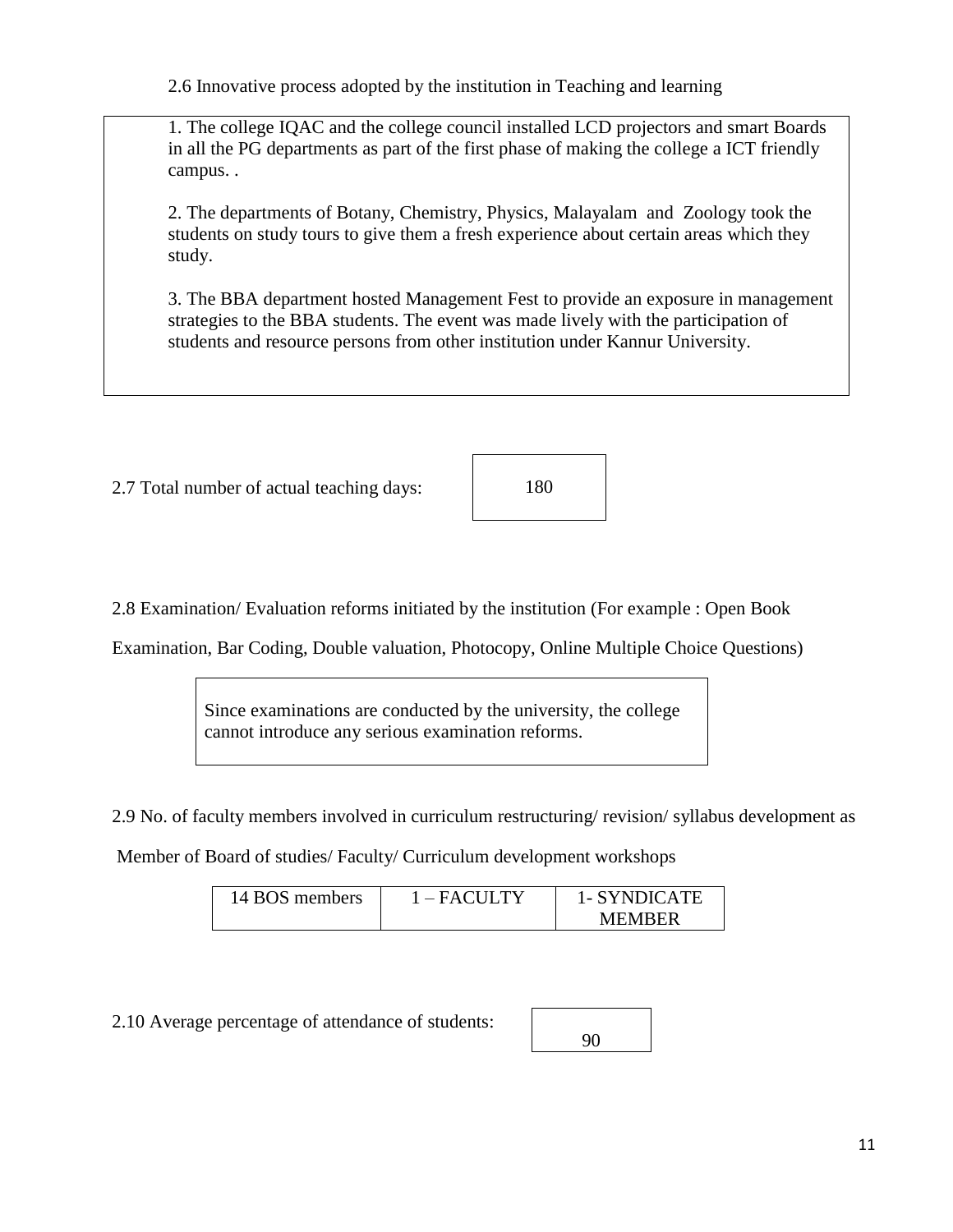2.6 Innovative process adopted by the institution in Teaching and learning

1. The college IQAC and the college council installed LCD projectors and smart Boards in all the PG departments as part of the first phase of making the college a ICT friendly campus. .

2. The departments of Botany, Chemistry, Physics, Malayalam and Zoology took the students on study tours to give them a fresh experience about certain areas which they study.

3. The BBA department hosted Management Fest to provide an exposure in management strategies to the BBA students. The event was made lively with the participation of students and resource persons from other institution under Kannur University.

2.7 Total number of actual teaching days: 180

2.8 Examination/ Evaluation reforms initiated by the institution (For example : Open Book Examination, Bar Coding, Double valuation, Photocopy, Online Multiple Choice Questions)

Since examinations are conducted by the university, the college cannot introduce any serious examination reforms.

2.9 No. of faculty members involved in curriculum restructuring/ revision/ syllabus development as Member of Board of studies/ Faculty/ Curriculum development workshops

| 14 BOS members | 1 – FACULTY | 1- SYNDICATE MEMBER |
|---|---|---|

2.10 Average percentage of attendance of students: 90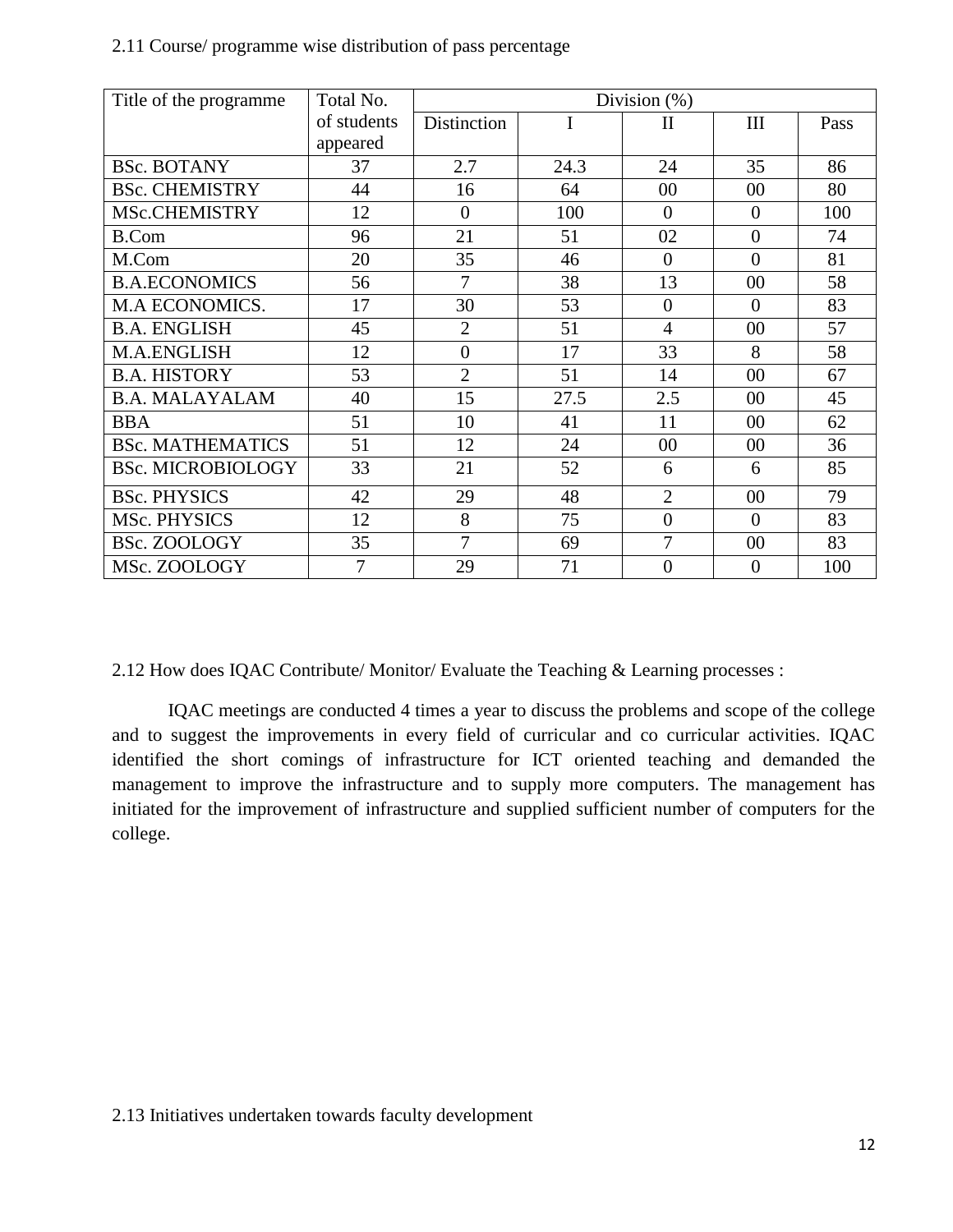2.11 Course/ programme wise distribution of pass percentage

| Title of the programme | Total No. of students appeared | Division (%) | | | | |
|---|---|---|---|---|---|---|
| | | Distinction | I | II | III | Pass |
| BSc. BOTANY | 37 | 2.7 | 24.3 | 24 | 35 | 86 |
| BSc. CHEMISTRY | 44 | 16 | 64 | 00 | 00 | 80 |
| MSc.CHEMISTRY | 12 | 0 | 100 | 0 | 0 | 100 |
| B.Com | 96 | 21 | 51 | 02 | 0 | 74 |
| M.Com | 20 | 35 | 46 | 0 | 0 | 81 |
| B.A.ECONOMICS | 56 | 7 | 38 | 13 | 00 | 58 |
| M.A ECONOMICS. | 17 | 30 | 53 | 0 | 0 | 83 |
| B.A. ENGLISH | 45 | 2 | 51 | 4 | 00 | 57 |
| M.A.ENGLISH | 12 | 0 | 17 | 33 | 8 | 58 |
| B.A. HISTORY | 53 | 2 | 51 | 14 | 00 | 67 |
| B.A. MALAYALAM | 40 | 15 | 27.5 | 2.5 | 00 | 45 |
| BBA | 51 | 10 | 41 | 11 | 00 | 62 |
| BSc. MATHEMATICS | 51 | 12 | 24 | 00 | 00 | 36 |
| BSc. MICROBIOLOGY | 33 | 21 | 52 | 6 | 6 | 85 |
| BSc. PHYSICS | 42 | 29 | 48 | 2 | 00 | 79 |
| MSc. PHYSICS | 12 | 8 | 75 | 0 | 0 | 83 |
| BSc. ZOOLOGY | 35 | 7 | 69 | 7 | 00 | 83 |
| MSc. ZOOLOGY | 7 | 29 | 71 | 0 | 0 | 100 |

2.12 How does IQAC Contribute/ Monitor/ Evaluate the Teaching & Learning processes :

IQAC meetings are conducted 4 times a year to discuss the problems and scope of the college and to suggest the improvements in every field of curricular and co curricular activities. IQAC identified the short comings of infrastructure for ICT oriented teaching and demanded the management to improve the infrastructure and to supply more computers. The management has initiated for the improvement of infrastructure and supplied sufficient number of computers for the college.

2.13 Initiatives undertaken towards faculty development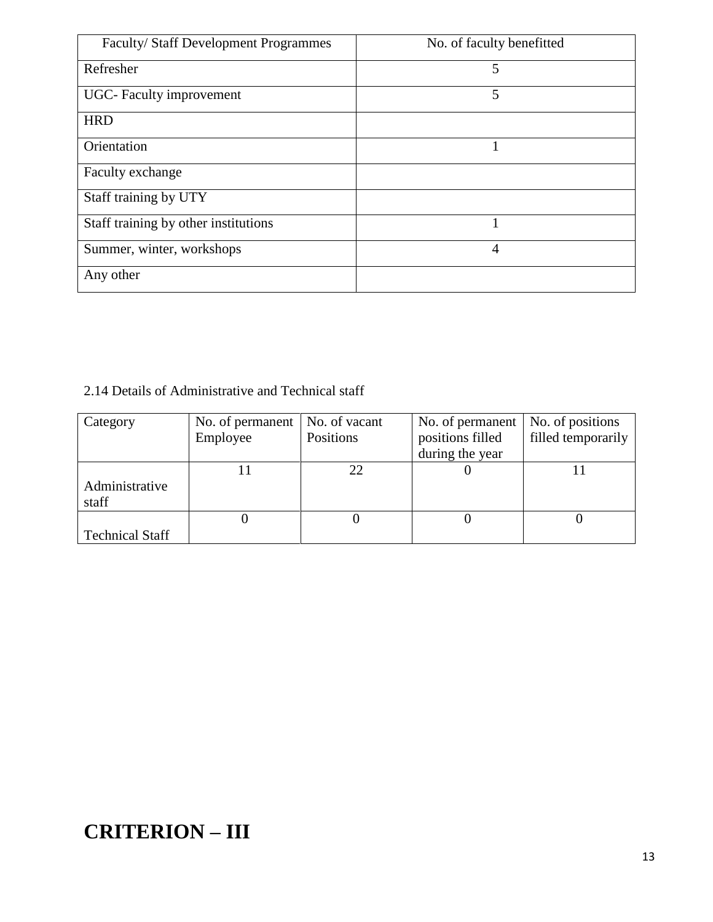| Faculty/ Staff Development Programmes | No. of faculty benefitted |
|---|---|
| Refresher | 5 |
| UGC- Faculty improvement | 5 |
| HRD | |
| Orientation | 1 |
| Faculty exchange | |
| Staff training by UTY | |
| Staff training by other institutions | 1 |
| Summer, winter, workshops | 4 |
| Any other | |

2.14 Details of Administrative and Technical staff

| Category | No. of permanent Employee | No. of vacant Positions | No. of permanent positions filled during the year | No. of positions filled temporarily |
|---|---|---|---|---|
| Administrative staff | 11 | 22 | 0 | 11 |
| Technical Staff | 0 | 0 | 0 | 0 |

# CRITERION – III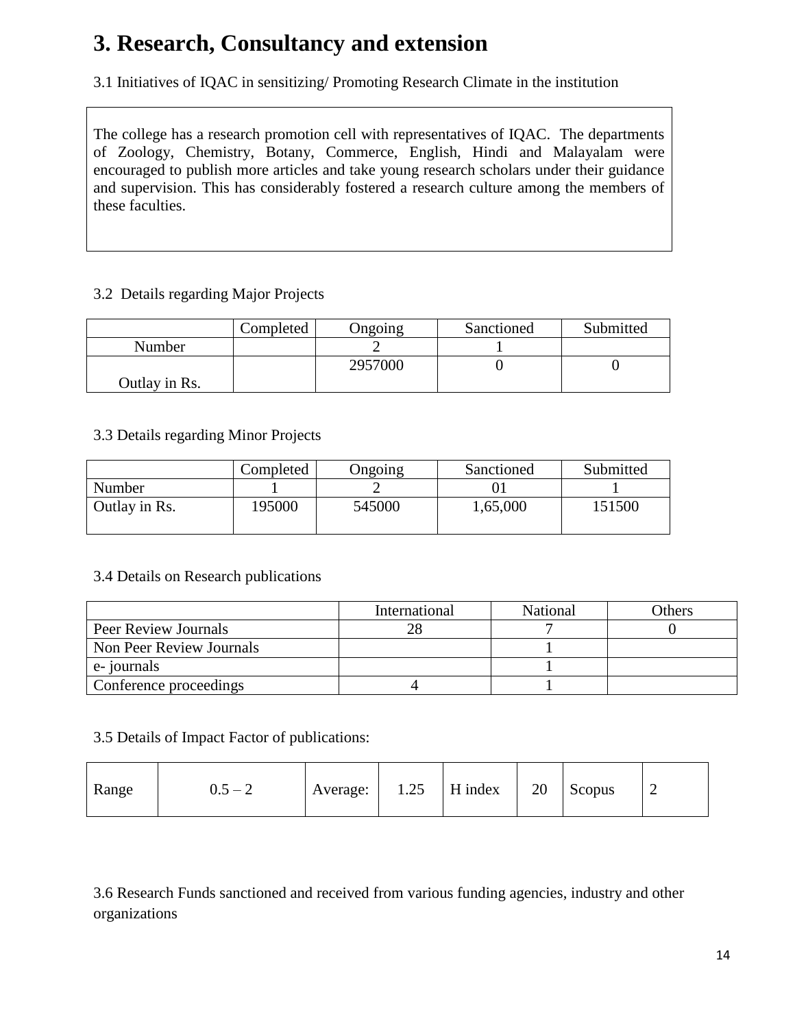# 3. Research, Consultancy and extension

3.1 Initiatives of IQAC in sensitizing/ Promoting Research Climate in the institution

The college has a research promotion cell with representatives of IQAC. The departments of Zoology, Chemistry, Botany, Commerce, English, Hindi and Malayalam were encouraged to publish more articles and take young research scholars under their guidance and supervision. This has considerably fostered a research culture among the members of these faculties.

3.2 Details regarding Major Projects

| | Completed | Ongoing | Sanctioned | Submitted |
|---|---|---|---|---|
| Number | | 2 | 1 | |
| Outlay in Rs. | | 2957000 | 0 | 0 |

3.3 Details regarding Minor Projects

| | Completed | Ongoing | Sanctioned | Submitted |
|---|---|---|---|---|
| Number | 1 | 2 | 01 | 1 |
| Outlay in Rs. | 195000 | 545000 | 1,65,000 | 151500 |

3.4 Details on Research publications

| | International | National | Others |
|---|---|---|---|
| Peer Review Journals | 28 | 7 | 0 |
| Non Peer Review Journals | | 1 | |
| e- journals | | 1 | |
| Conference proceedings | 4 | 1 | |

3.5 Details of Impact Factor of publications:

| Range | 0.5 – 2 | Average: | 1.25 | H index | 20 | Scopus | 2 |
|---|---|---|---|---|---|---|---|

3.6 Research Funds sanctioned and received from various funding agencies, industry and other organizations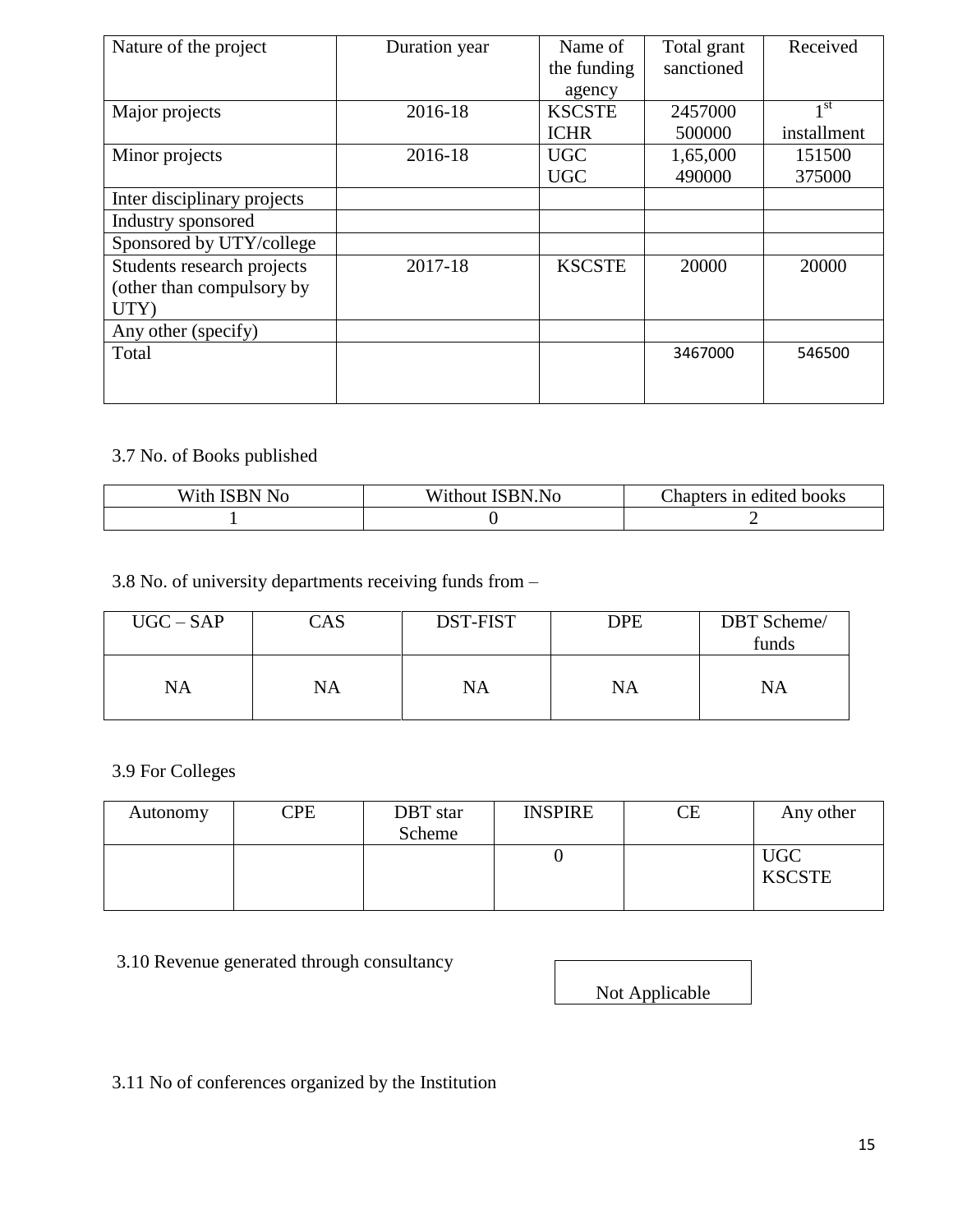| Nature of the project | Duration year | Name of the funding agency | Total grant sanctioned | Received |
|---|---|---|---|---|
| Major projects | 2016-18 | KSCSTE<br>ICHR | 2457000<br>500000 | 1st installment |
| Minor projects | 2016-18 | UGC<br>UGC | 1,65,000<br>490000 | 151500<br>375000 |
| Inter disciplinary projects | | | | |
| Industry sponsored | | | | |
| Sponsored by UTY/college | | | | |
| Students research projects (other than compulsory by UTY) | 2017-18 | KSCSTE | 20000 | 20000 |
| Any other (specify) | | | | |
| Total | | | 3467000 | 546500 |

3.7 No. of Books published

| With ISBN No | Without ISBN.No | Chapters in edited books |
|---|---|---|
| 1 | 0 | 2 |

3.8 No. of university departments receiving funds from –

| UGC – SAP | CAS | DST-FIST | DPE | DBT Scheme/ funds |
|---|---|---|---|---|
| NA | NA | NA | NA | NA |

3.9 For Colleges

| Autonomy | CPE | DBT star Scheme | INSPIRE | CE | Any other |
|---|---|---|---|---|---|
| | | | 0 | | UGC<br>KSCSTE |

3.10 Revenue generated through consultancy

Not Applicable

3.11 No of conferences organized by the Institution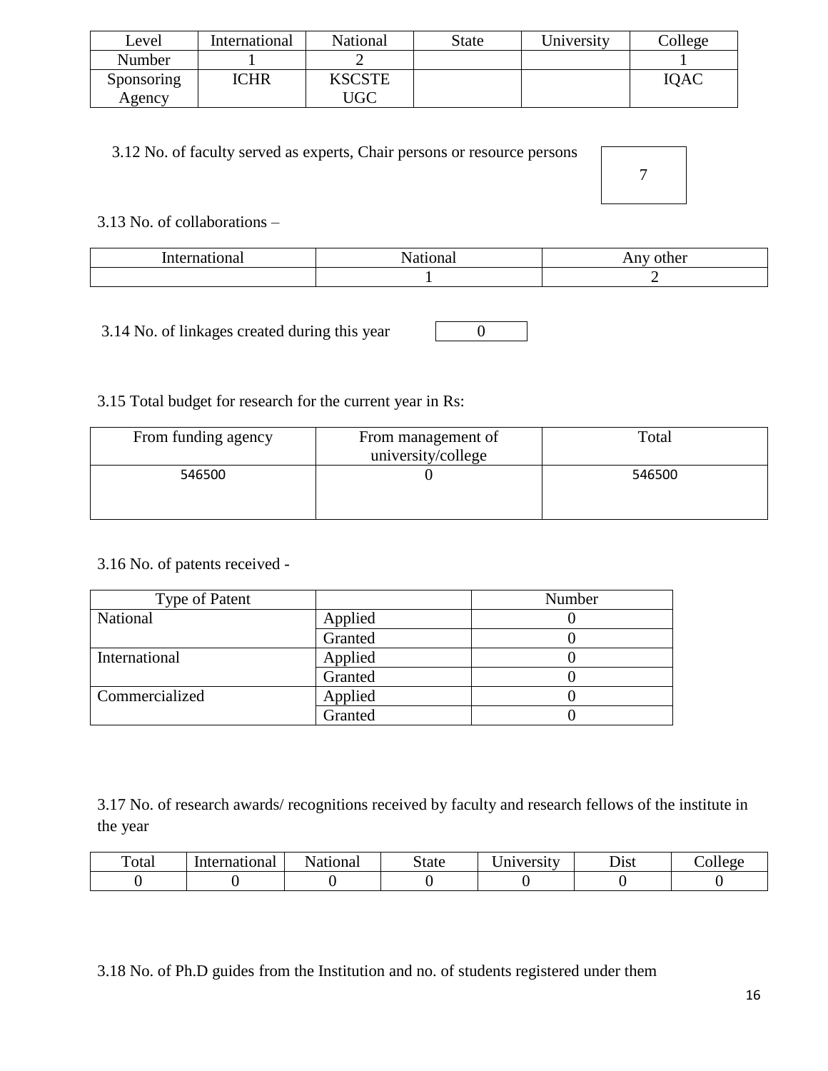| Level | International | National | State | University | College |
|---|---|---|---|---|---|
| Number | 1 | 2 | | | 1 |
| Sponsoring Agency | ICHR | KSCSTE UGC | | | IQAC |

3.12 No. of faculty served as experts, Chair persons or resource persons: 7

3.13 No. of collaborations –

| International | National | Any other |
|---|---|---|
| | 1 | 2 |

3.14 No. of linkages created during this year: 0

3.15 Total budget for research for the current year in Rs:

| From funding agency | From management of university/college | Total |
|---|---|---|
| 546500 | 0 | 546500 |

3.16 No. of patents received -

| Type of Patent | | Number |
|---|---|---|
| National | Applied | 0 |
| | Granted | 0 |
| International | Applied | 0 |
| | Granted | 0 |
| Commercialized | Applied | 0 |
| | Granted | 0 |

3.17 No. of research awards/ recognitions received by faculty and research fellows of the institute in the year

| Total | International | National | State | University | Dist | College |
|---|---|---|---|---|---|---|
| 0 | 0 | 0 | 0 | 0 | 0 | 0 |

3.18 No. of Ph.D guides from the Institution and no. of students registered under them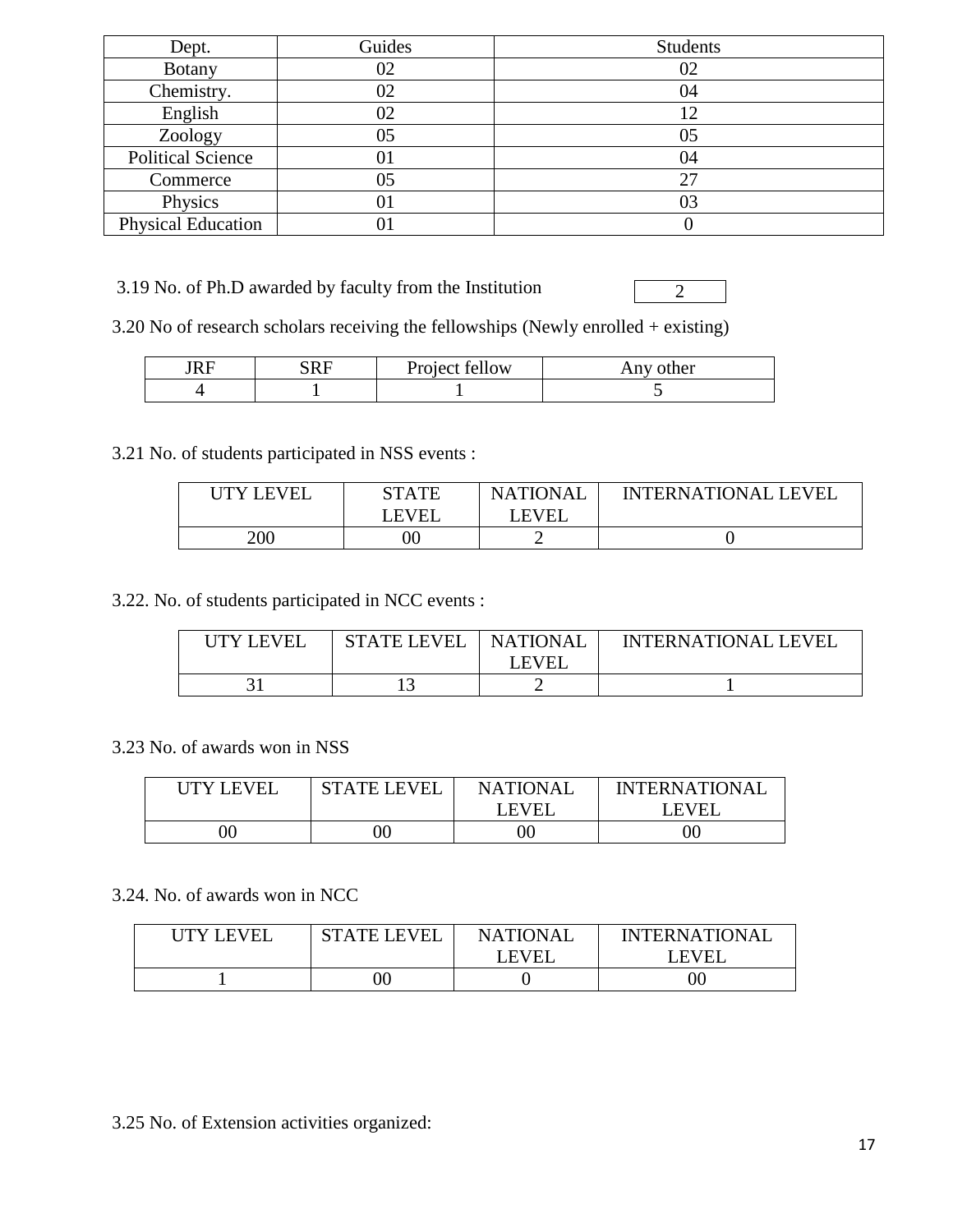| Dept. | Guides | Students |
|---|---|---|
| Botany | 02 | 02 |
| Chemistry. | 02 | 04 |
| English | 02 | 12 |
| Zoology | 05 | 05 |
| Political Science | 01 | 04 |
| Commerce | 05 | 27 |
| Physics | 01 | 03 |
| Physical Education | 01 | 0 |

3.19 No. of Ph.D awarded by faculty from the Institution: 2

3.20 No of research scholars receiving the fellowships (Newly enrolled + existing)

| JRF | SRF | Project fellow | Any other |
|---|---|---|---|
| 4 | 1 | 1 | 5 |

3.21 No. of students participated in NSS events :

| UTY LEVEL | STATE LEVEL | NATIONAL LEVEL | INTERNATIONAL LEVEL |
|---|---|---|---|
| 200 | 00 | 2 | 0 |

3.22. No. of students participated in NCC events :

| UTY LEVEL | STATE LEVEL | NATIONAL LEVEL | INTERNATIONAL LEVEL |
|---|---|---|---|
| 31 | 13 | 2 | 1 |

3.23 No. of awards won in NSS

| UTY LEVEL | STATE LEVEL | NATIONAL LEVEL | INTERNATIONAL LEVEL |
|---|---|---|---|
| 00 | 00 | 00 | 00 |

3.24. No. of awards won in NCC

| UTY LEVEL | STATE LEVEL | NATIONAL LEVEL | INTERNATIONAL LEVEL |
|---|---|---|---|
| 1 | 00 | 0 | 00 |

3.25 No. of Extension activities organized: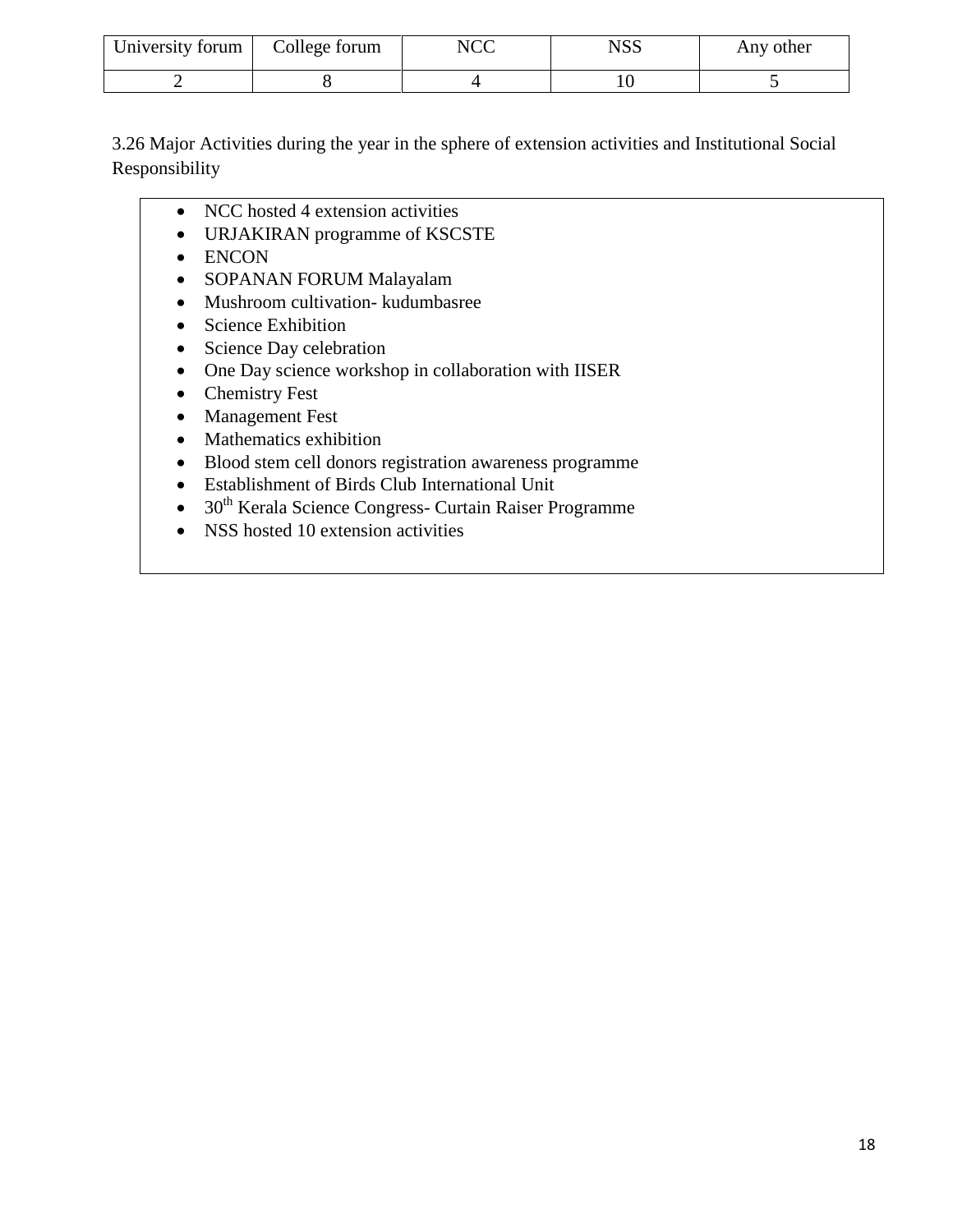| University forum | College forum | NCC | NSS | Any other |
|---|---|---|---|---|
| 2 | 8 | 4 | 10 | 5 |

3.26 Major Activities during the year in the sphere of extension activities and Institutional Social Responsibility

- NCC hosted 4 extension activities
- URJAKIRAN programme of KSCSTE
- ENCON
- SOPANAN FORUM Malayalam
- Mushroom cultivation- kudumbasree
- Science Exhibition
- Science Day celebration
- One Day science workshop in collaboration with IISER
- Chemistry Fest
- Management Fest
- Mathematics exhibition
- Blood stem cell donors registration awareness programme
- Establishment of Birds Club International Unit
- $30^{th}$ Kerala Science Congress- Curtain Raiser Programme
- NSS hosted 10 extension activities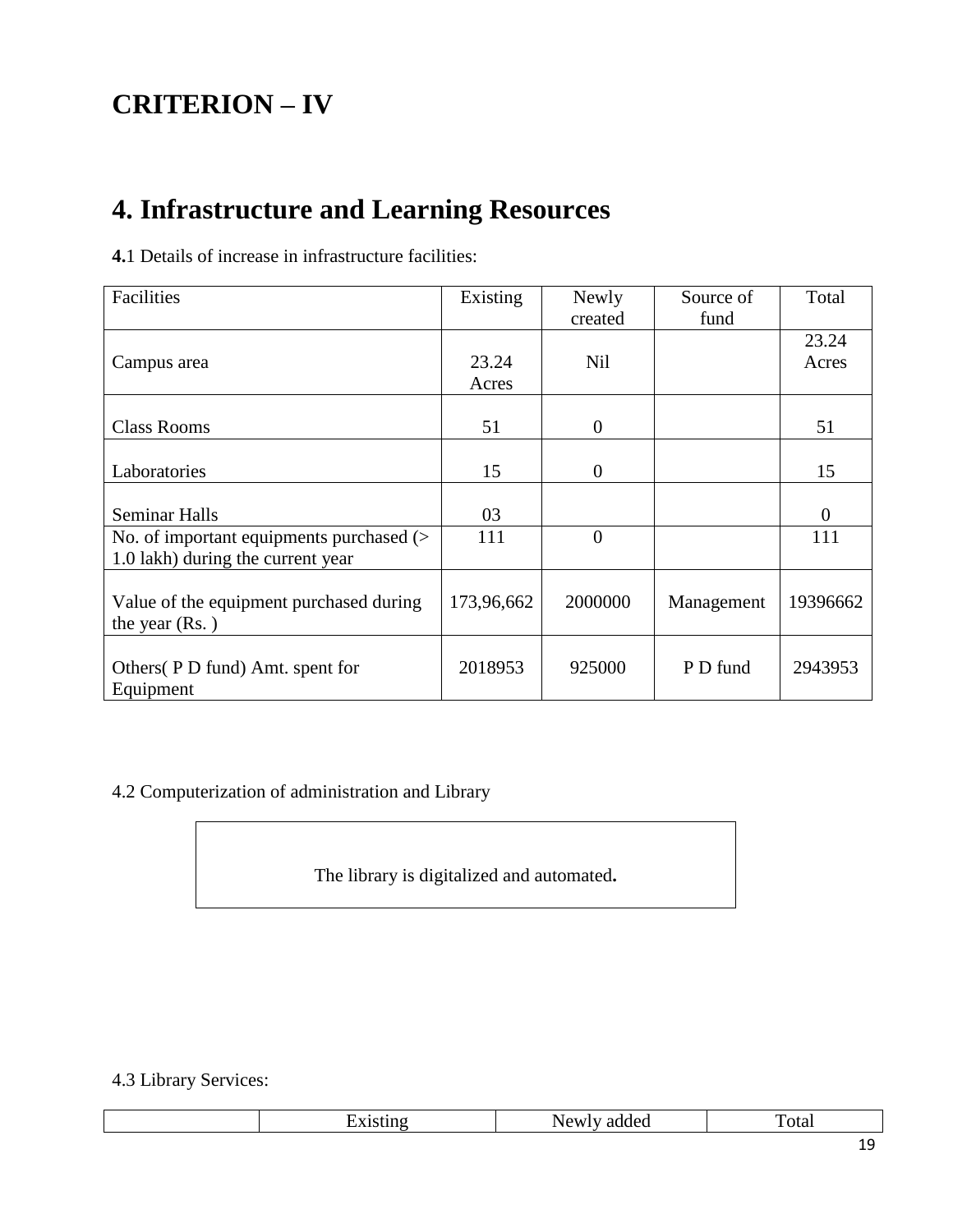# CRITERION – IV

# 4. Infrastructure and Learning Resources

**4.**1 Details of increase in infrastructure facilities:

| Facilities | Existing | Newly created | Source of fund | Total |
|---|---|---|---|---|
| Campus area | 23.24 Acres | Nil | | 23.24 Acres |
| Class Rooms | 51 | 0 | | 51 |
| Laboratories | 15 | 0 | | 15 |
| Seminar Halls | 03 | | | 0 |
| No. of important equipments purchased (> 1.0 lakh) during the current year | 111 | 0 | | 111 |
| Value of the equipment purchased during the year (Rs. ) | 173,96,662 | 2000000 | Management | 19396662 |
| Others( P D fund) Amt. spent for Equipment | 2018953 | 925000 | P D fund | 2943953 |

4.2 Computerization of administration and Library

The library is digitalized and automated**.**

4.3 Library Services:

| | Existing | Newly added | Total |
|---|---|---|---|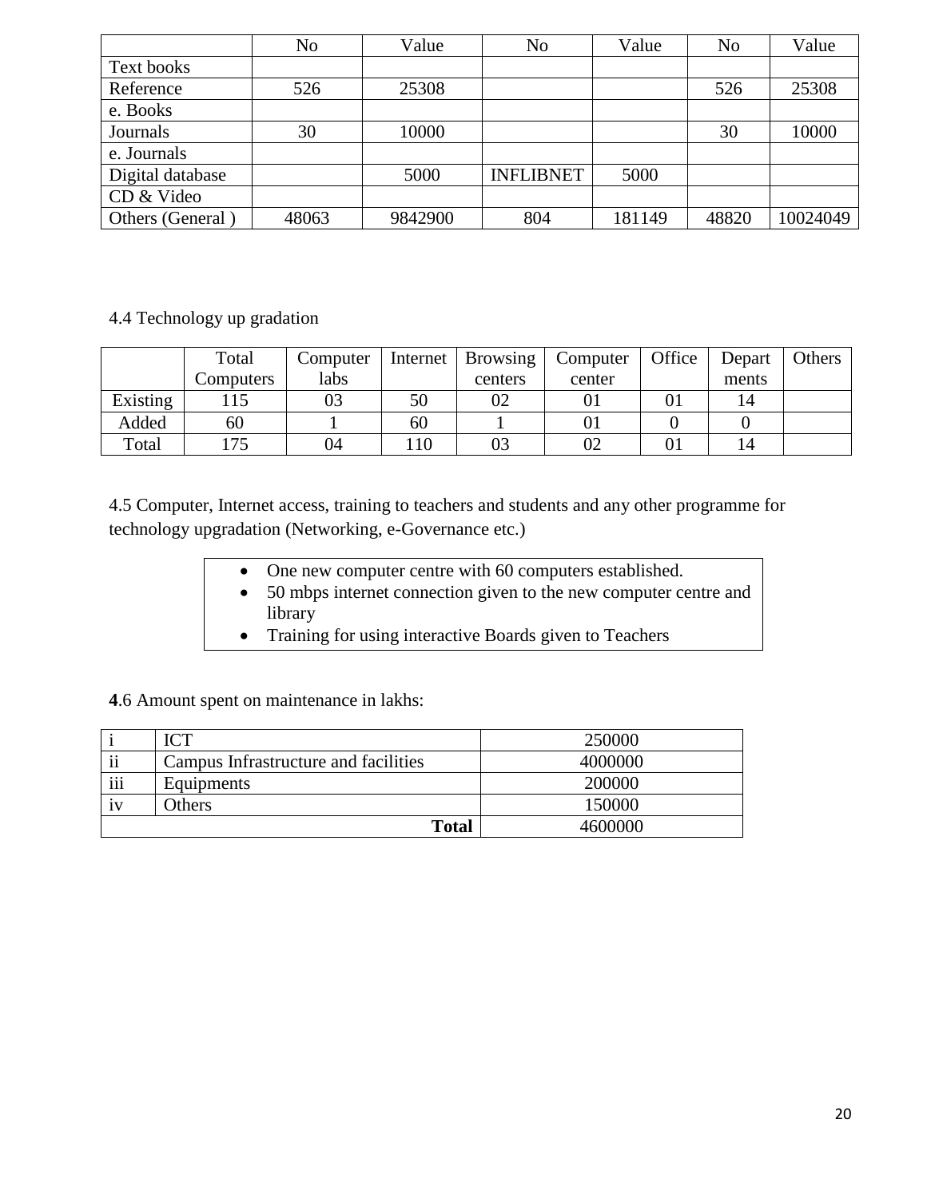| | No | Value | No | Value | No | Value |
|---|---|---|---|---|---|---|
| Text books | | | | | | |
| Reference | 526 | 25308 | | | 526 | 25308 |
| e. Books | | | | | | |
| Journals | 30 | 10000 | | | 30 | 10000 |
| e. Journals | | | | | | |
| Digital database | | 5000 | INFLIBNET | 5000 | | |
| CD & Video | | | | | | |
| Others (General ) | 48063 | 9842900 | 804 | 181149 | 48820 | 10024049 |

4.4 Technology up gradation

| | Total Computers | Computer labs | Internet | Browsing centers | Computer center | Office | Depart ments | Others |
|---|---|---|---|---|---|---|---|---|
| Existing | 115 | 03 | 50 | 02 | 01 | 01 | 14 | |
| Added | 60 | 1 | 60 | 1 | 01 | 0 | 0 | |
| Total | 175 | 04 | 110 | 03 | 02 | 01 | 14 | |

4.5 Computer, Internet access, training to teachers and students and any other programme for technology upgradation (Networking, e-Governance etc.)

- One new computer centre with 60 computers established.
- 50 mbps internet connection given to the new computer centre and library
- Training for using interactive Boards given to Teachers

**4**.6 Amount spent on maintenance in lakhs:

| | | |
|---|---|---|
| i | ICT | 250000 |
| ii | Campus Infrastructure and facilities | 4000000 |
| iii | Equipments | 200000 |
| iv | Others | 150000 |
| | **Total** | 4600000 |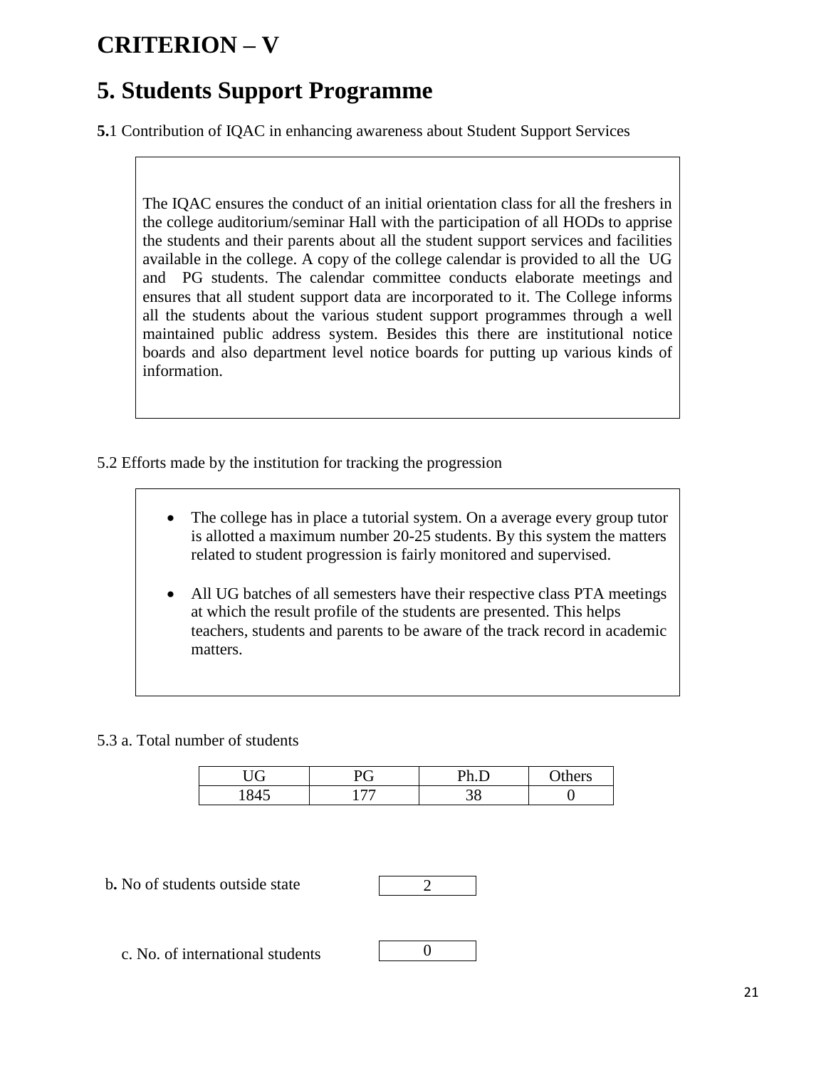# CRITERION – V

# 5. Students Support Programme

**5.**1 Contribution of IQAC in enhancing awareness about Student Support Services

The IQAC ensures the conduct of an initial orientation class for all the freshers in the college auditorium/seminar Hall with the participation of all HODs to apprise the students and their parents about all the student support services and facilities available in the college. A copy of the college calendar is provided to all the UG and PG students. The calendar committee conducts elaborate meetings and ensures that all student support data are incorporated to it. The College informs all the students about the various student support programmes through a well maintained public address system. Besides this there are institutional notice boards and also department level notice boards for putting up various kinds of information.

5.2 Efforts made by the institution for tracking the progression

- The college has in place a tutorial system. On a average every group tutor is allotted a maximum number 20-25 students. By this system the matters related to student progression is fairly monitored and supervised.
- All UG batches of all semesters have their respective class PTA meetings at which the result profile of the students are presented. This helps teachers, students and parents to be aware of the track record in academic matters.

5.3 a. Total number of students

| UG | PG | Ph.D | Others |
|---|---|---|---|
| 1845 | 177 | 38 | 0 |

b**.** No of students outside state | 2 |

c. No. of international students | 0 |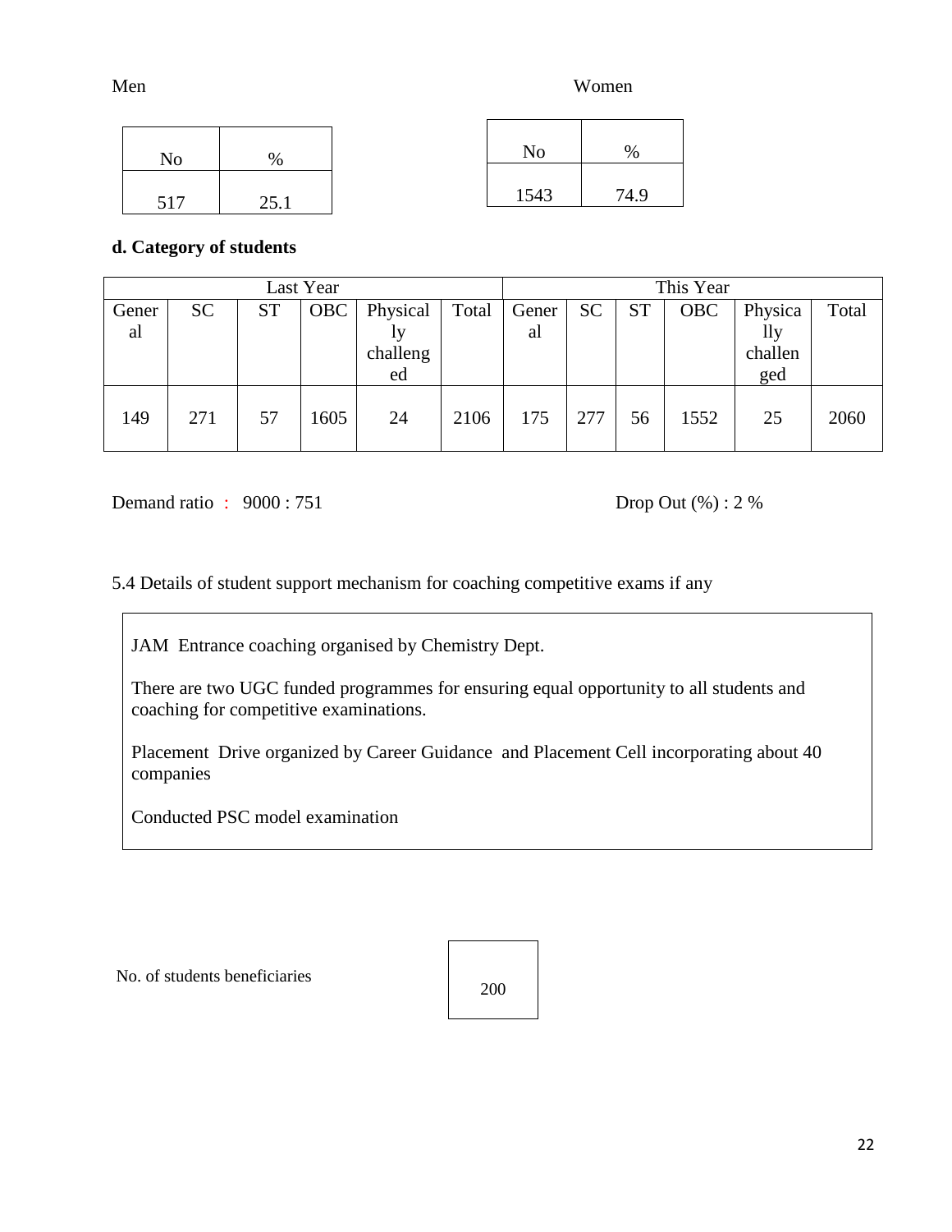Men

| No | % |
| --- | --- |
| 517 | 25.1 |

Women

| No | % |
| --- | --- |
| 1543 | 74.9 |

**d. Category of students**

| Last Year | | | | | | This Year | | | | | |
| --- | --- | --- | --- | --- | --- | --- | --- | --- | --- | --- | --- |
| General | SC | ST | OBC | Physically challenged | Total | General | SC | ST | OBC | Physically challenged | Total |
| 149 | 271 | 57 | 1605 | 24 | 2106 | 175 | 277 | 56 | 1552 | 25 | 2060 |

Demand ratio : 9000 : 751

Drop Out (%) : 2 %

5.4 Details of student support mechanism for coaching competitive exams if any

JAM Entrance coaching organised by Chemistry Dept.

There are two UGC funded programmes for ensuring equal opportunity to all students and coaching for competitive examinations.

Placement Drive organized by Career Guidance and Placement Cell incorporating about 40 companies

Conducted PSC model examination

No. of students beneficiaries: 200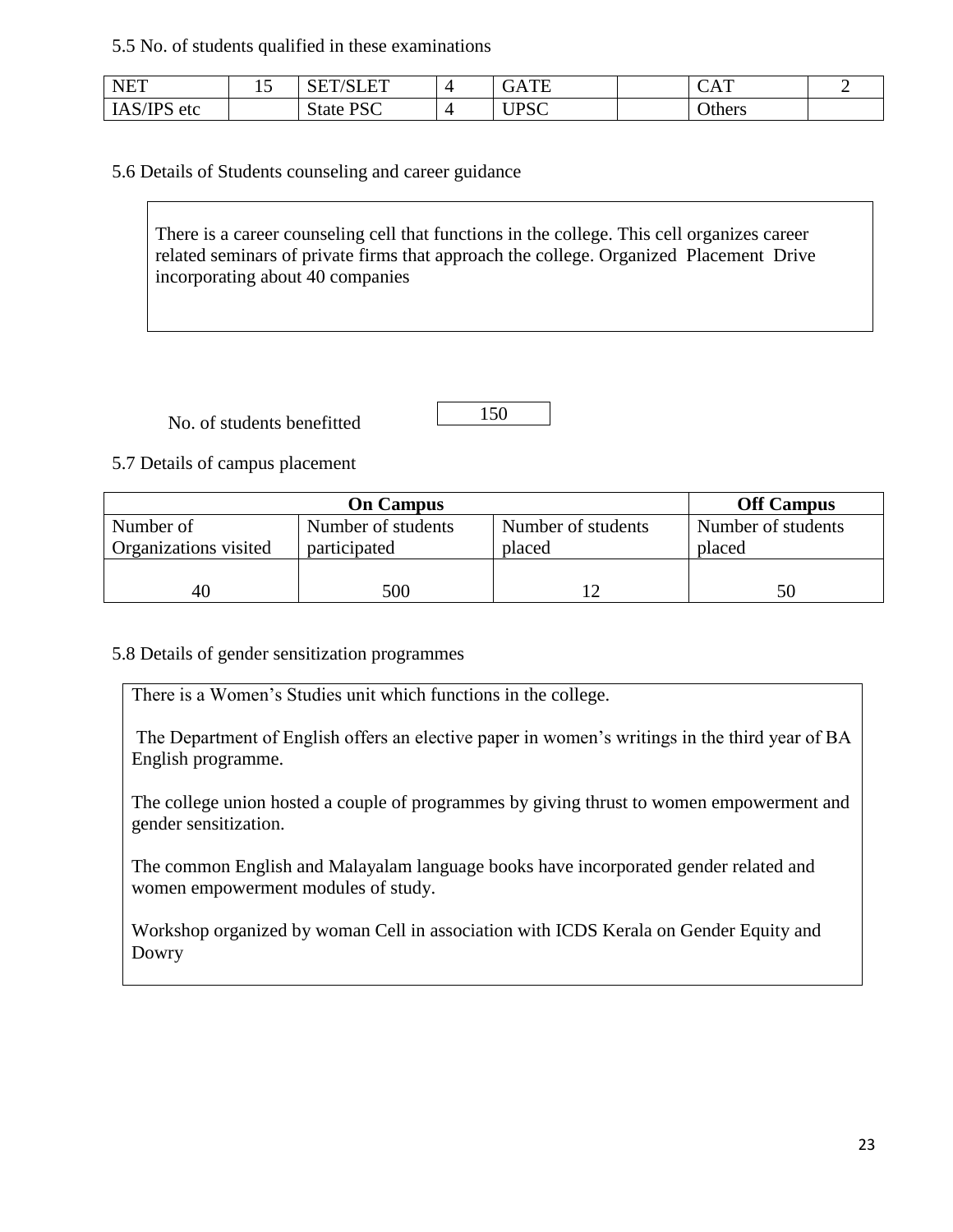5.5 No. of students qualified in these examinations

| NET | 15 | SET/SLET | 4 | GATE | | CAT | 2 |
|---|---|---|---|---|---|---|---|
| IAS/IPS etc | | State PSC | 4 | UPSC | | Others | |

5.6 Details of Students counseling and career guidance

There is a career counseling cell that functions in the college. This cell organizes career related seminars of private firms that approach the college. Organized Placement Drive incorporating about 40 companies

No. of students benefitted: 150

5.7 Details of campus placement

| On Campus | | | Off Campus |
|---|---|---|---|
| Number of Organizations visited | Number of students participated | Number of students placed | Number of students placed |
| 40 | 500 | 12 | 50 |

5.8 Details of gender sensitization programmes

There is a Women's Studies unit which functions in the college.

The Department of English offers an elective paper in women's writings in the third year of BA English programme.

The college union hosted a couple of programmes by giving thrust to women empowerment and gender sensitization.

The common English and Malayalam language books have incorporated gender related and women empowerment modules of study.

Workshop organized by woman Cell in association with ICDS Kerala on Gender Equity and Dowry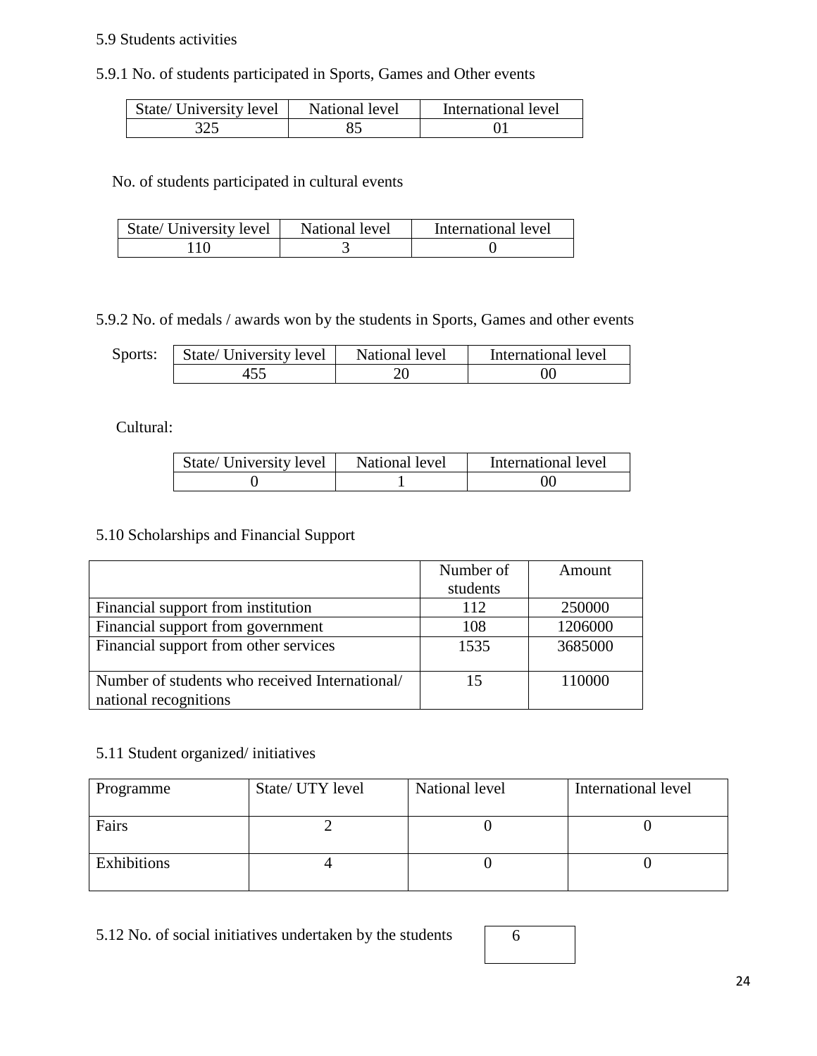5.9 Students activities

5.9.1 No. of students participated in Sports, Games and Other events

| State/ University level | National level | International level |
|---|---|---|
| 325 | 85 | 01 |

No. of students participated in cultural events

| State/ University level | National level | International level |
|---|---|---|
| 110 | 3 | 0 |

5.9.2 No. of medals / awards won by the students in Sports, Games and other events

Sports:

| State/ University level | National level | International level |
|---|---|---|
| 455 | 20 | 00 |

Cultural:

| State/ University level | National level | International level |
|---|---|---|
| 0 | 1 | 00 |

5.10 Scholarships and Financial Support

| | Number of students | Amount |
|---|---|---|
| Financial support from institution | 112 | 250000 |
| Financial support from government | 108 | 1206000 |
| Financial support from other services | 1535 | 3685000 |
| Number of students who received International/ national recognitions | 15 | 110000 |

5.11 Student organized/ initiatives

| Programme | State/ UTY level | National level | International level |
|---|---|---|---|
| Fairs | 2 | 0 | 0 |
| Exhibitions | 4 | 0 | 0 |

5.12 No. of social initiatives undertaken by the students: 6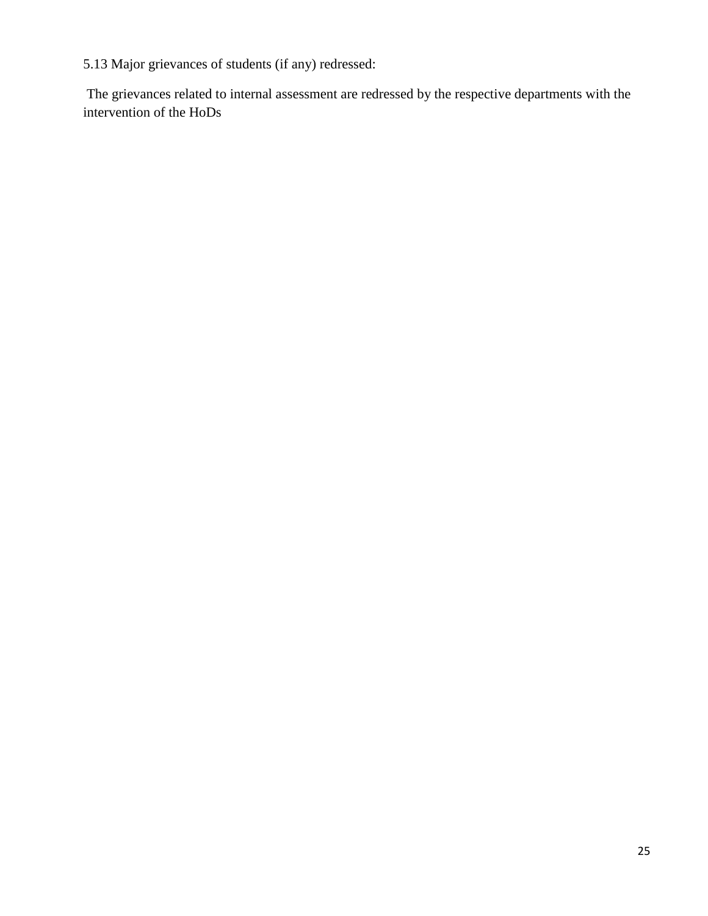5.13 Major grievances of students (if any) redressed:

The grievances related to internal assessment are redressed by the respective departments with the intervention of the HoDs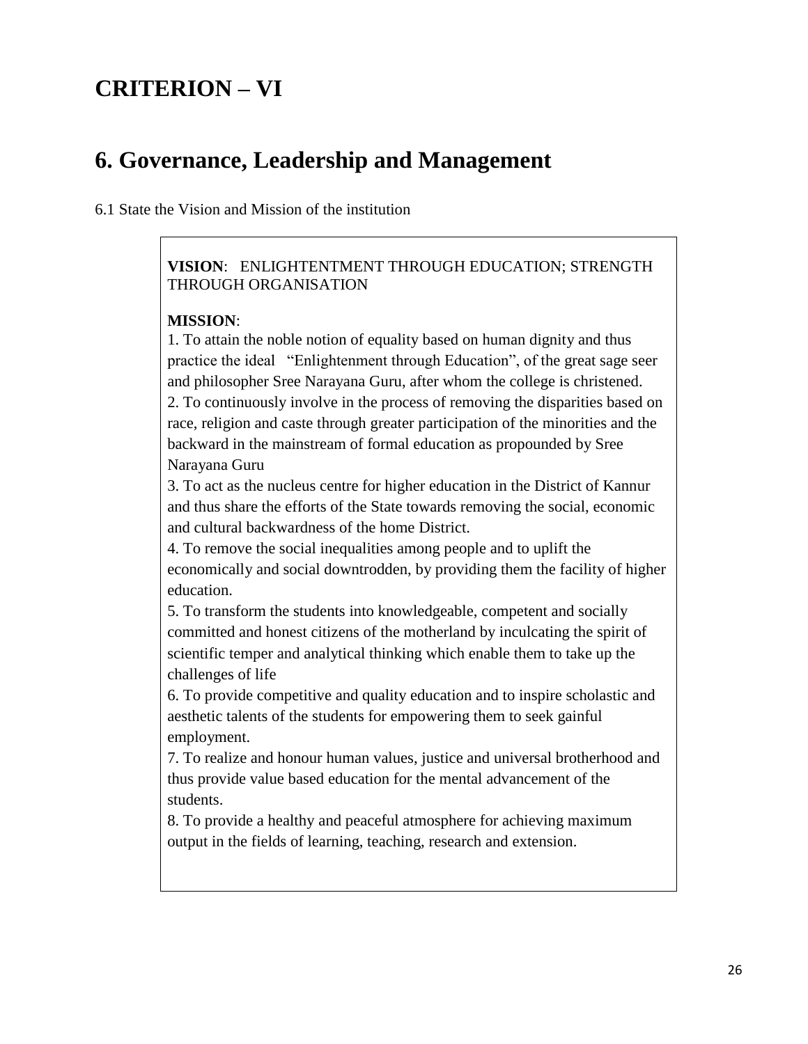# CRITERION – VI

# 6. Governance, Leadership and Management

6.1 State the Vision and Mission of the institution

**VISION**: ENLIGHTENTMENT THROUGH EDUCATION; STRENGTH THROUGH ORGANISATION

**MISSION**:

1. To attain the noble notion of equality based on human dignity and thus practice the ideal "Enlightenment through Education", of the great sage seer and philosopher Sree Narayana Guru, after whom the college is christened.
2. To continuously involve in the process of removing the disparities based on race, religion and caste through greater participation of the minorities and the backward in the mainstream of formal education as propounded by Sree Narayana Guru
3. To act as the nucleus centre for higher education in the District of Kannur and thus share the efforts of the State towards removing the social, economic and cultural backwardness of the home District.
4. To remove the social inequalities among people and to uplift the economically and social downtrodden, by providing them the facility of higher education.
5. To transform the students into knowledgeable, competent and socially committed and honest citizens of the motherland by inculcating the spirit of scientific temper and analytical thinking which enable them to take up the challenges of life
6. To provide competitive and quality education and to inspire scholastic and aesthetic talents of the students for empowering them to seek gainful employment.
7. To realize and honour human values, justice and universal brotherhood and thus provide value based education for the mental advancement of the students.
8. To provide a healthy and peaceful atmosphere for achieving maximum output in the fields of learning, teaching, research and extension.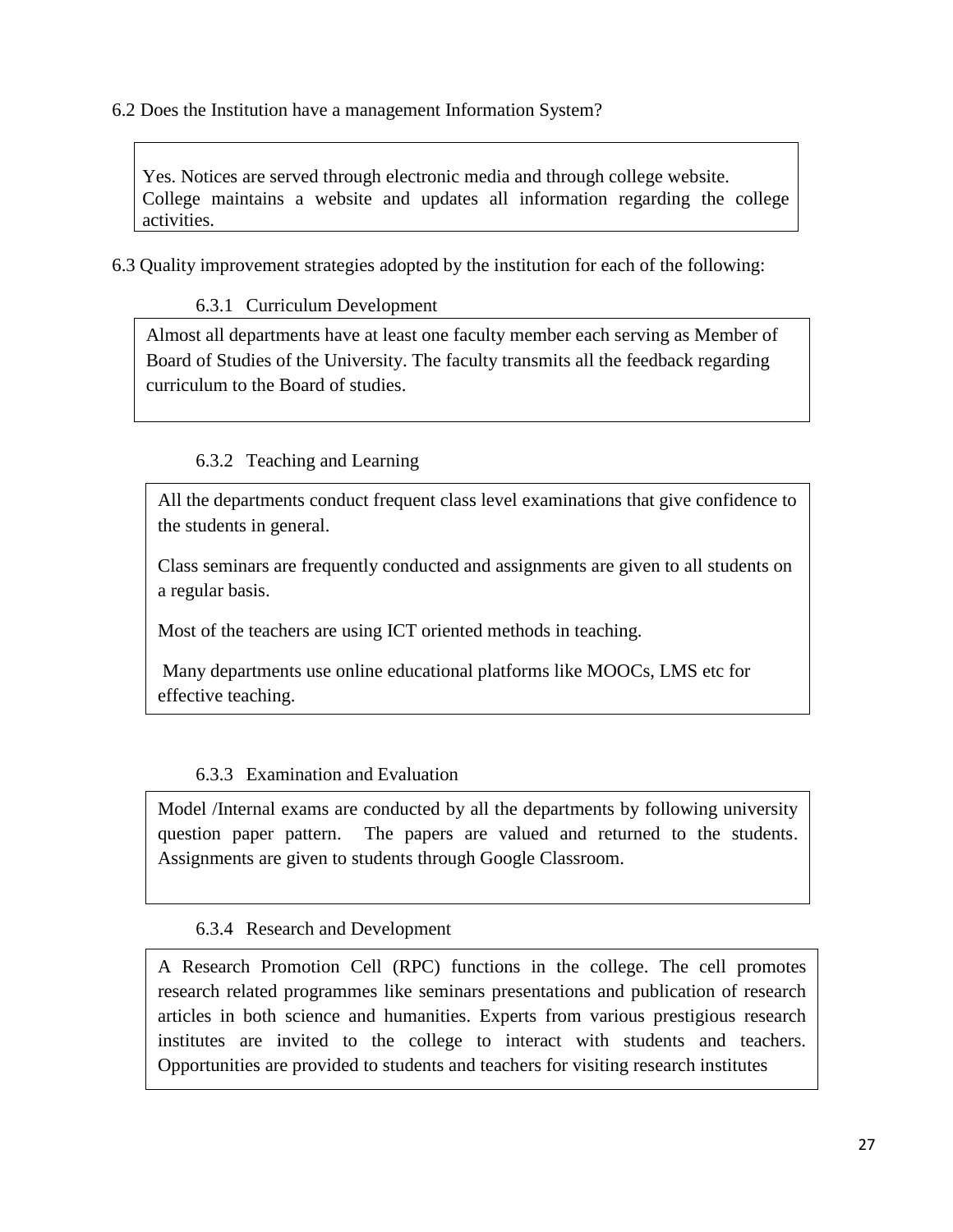6.2 Does the Institution have a management Information System?

Yes. Notices are served through electronic media and through college website. College maintains a website and updates all information regarding the college activities.

6.3 Quality improvement strategies adopted by the institution for each of the following:

6.3.1 Curriculum Development

Almost all departments have at least one faculty member each serving as Member of Board of Studies of the University. The faculty transmits all the feedback regarding curriculum to the Board of studies.

6.3.2 Teaching and Learning

All the departments conduct frequent class level examinations that give confidence to the students in general.

Class seminars are frequently conducted and assignments are given to all students on a regular basis.

Most of the teachers are using ICT oriented methods in teaching.

Many departments use online educational platforms like MOOCs, LMS etc for effective teaching.

6.3.3 Examination and Evaluation

Model /Internal exams are conducted by all the departments by following university question paper pattern. The papers are valued and returned to the students. Assignments are given to students through Google Classroom.

6.3.4 Research and Development

A Research Promotion Cell (RPC) functions in the college. The cell promotes research related programmes like seminars presentations and publication of research articles in both science and humanities. Experts from various prestigious research institutes are invited to the college to interact with students and teachers. Opportunities are provided to students and teachers for visiting research institutes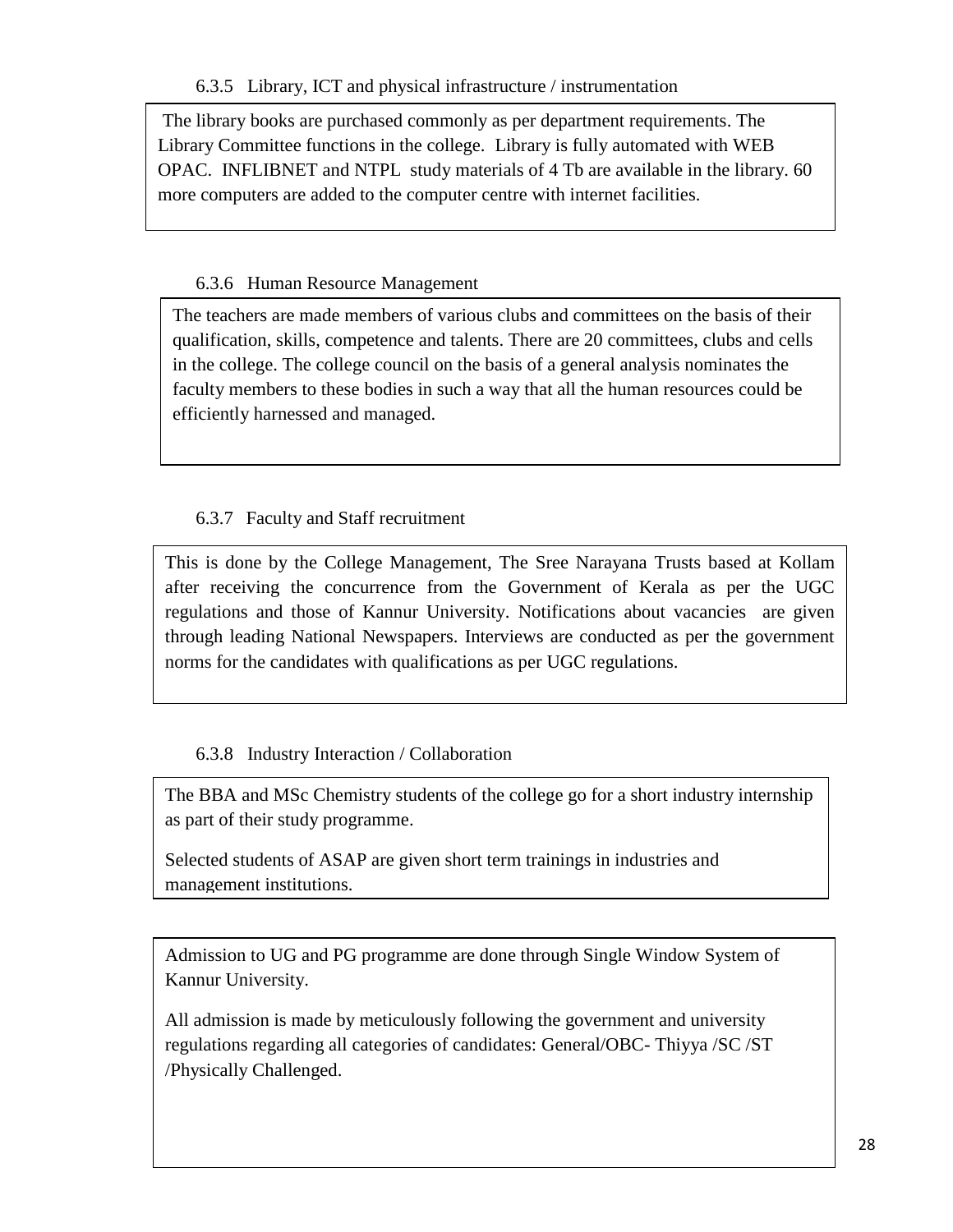#### 6.3.5 Library, ICT and physical infrastructure / instrumentation

The library books are purchased commonly as per department requirements. The Library Committee functions in the college. Library is fully automated with WEB OPAC. INFLIBNET and NTPL study materials of 4 Tb are available in the library. 60 more computers are added to the computer centre with internet facilities.

#### 6.3.6 Human Resource Management

The teachers are made members of various clubs and committees on the basis of their qualification, skills, competence and talents. There are 20 committees, clubs and cells in the college. The college council on the basis of a general analysis nominates the faculty members to these bodies in such a way that all the human resources could be efficiently harnessed and managed.

#### 6.3.7 Faculty and Staff recruitment

This is done by the College Management, The Sree Narayana Trusts based at Kollam after receiving the concurrence from the Government of Kerala as per the UGC regulations and those of Kannur University. Notifications about vacancies are given through leading National Newspapers. Interviews are conducted as per the government norms for the candidates with qualifications as per UGC regulations.

#### 6.3.8 Industry Interaction / Collaboration

The BBA and MSc Chemistry students of the college go for a short industry internship as part of their study programme.

Selected students of ASAP are given short term trainings in industries and management institutions.

Admission to UG and PG programme are done through Single Window System of Kannur University.

All admission is made by meticulously following the government and university regulations regarding all categories of candidates: General/OBC- Thiyya /SC /ST /Physically Challenged.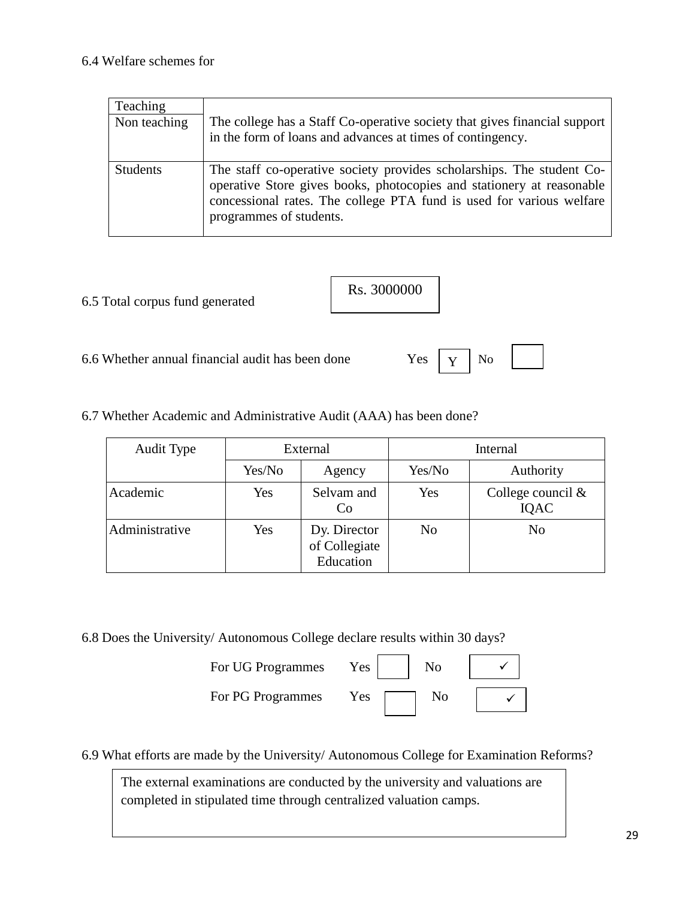6.4 Welfare schemes for

| | |
|---|---|
| Teaching<br>Non teaching | The college has a Staff Co-operative society that gives financial support in the form of loans and advances at times of contingency. |
| Students | The staff co-operative society provides scholarships. The student Co-operative Store gives books, photocopies and stationery at reasonable concessional rates. The college PTA fund is used for various welfare programmes of students. |

6.5 Total corpus fund generated: Rs. 3000000

6.6 Whether annual financial audit has been done: Yes [Y] No [ ]

6.7 Whether Academic and Administrative Audit (AAA) has been done?

| Audit Type | External | | Internal | |
|---|---|---|---|---|
| | Yes/No | Agency | Yes/No | Authority |
| Academic | Yes | Selvam and Co | Yes | College council & IQAC |
| Administrative | Yes | Dy. Director of Collegiate Education | No | No |

6.8 Does the University/ Autonomous College declare results within 30 days?

For UG Programmes: Yes [ ] No [✓]

For PG Programmes: Yes [ ] No [✓]

6.9 What efforts are made by the University/ Autonomous College for Examination Reforms?

The external examinations are conducted by the university and valuations are completed in stipulated time through centralized valuation camps.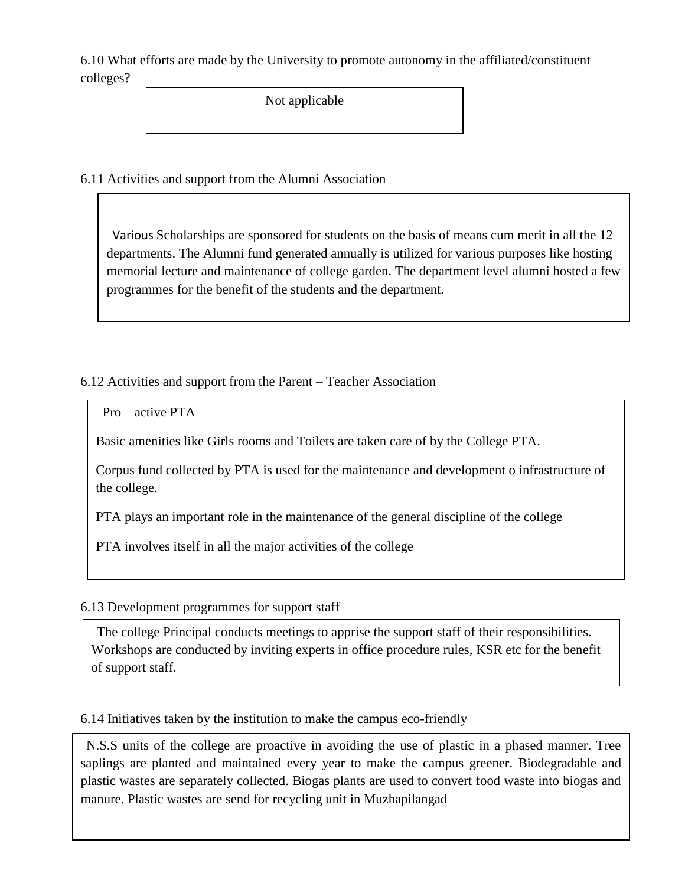6.10 What efforts are made by the University to promote autonomy in the affiliated/constituent colleges?

Not applicable

6.11 Activities and support from the Alumni Association

Various Scholarships are sponsored for students on the basis of means cum merit in all the 12 departments. The Alumni fund generated annually is utilized for various purposes like hosting memorial lecture and maintenance of college garden. The department level alumni hosted a few programmes for the benefit of the students and the department.

6.12 Activities and support from the Parent – Teacher Association

Pro – active PTA

Basic amenities like Girls rooms and Toilets are taken care of by the College PTA.

Corpus fund collected by PTA is used for the maintenance and development o infrastructure of the college.

PTA plays an important role in the maintenance of the general discipline of the college

PTA involves itself in all the major activities of the college

6.13 Development programmes for support staff

The college Principal conducts meetings to apprise the support staff of their responsibilities. Workshops are conducted by inviting experts in office procedure rules, KSR etc for the benefit of support staff.

6.14 Initiatives taken by the institution to make the campus eco-friendly

N.S.S units of the college are proactive in avoiding the use of plastic in a phased manner. Tree saplings are planted and maintained every year to make the campus greener. Biodegradable and plastic wastes are separately collected. Biogas plants are used to convert food waste into biogas and manure. Plastic wastes are send for recycling unit in Muzhapilangad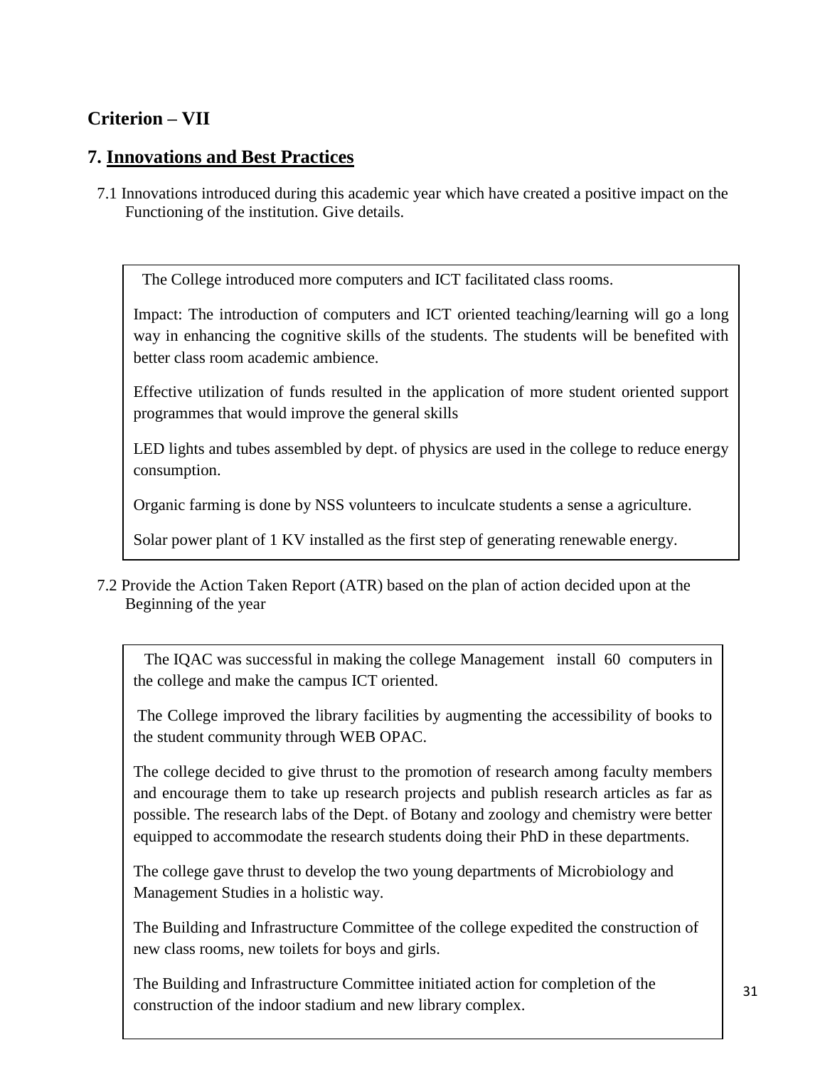## Criterion – VII

## 7. Innovations and Best Practices

7.1 Innovations introduced during this academic year which have created a positive impact on the Functioning of the institution. Give details.

The College introduced more computers and ICT facilitated class rooms.

Impact: The introduction of computers and ICT oriented teaching/learning will go a long way in enhancing the cognitive skills of the students. The students will be benefited with better class room academic ambience.

Effective utilization of funds resulted in the application of more student oriented support programmes that would improve the general skills

LED lights and tubes assembled by dept. of physics are used in the college to reduce energy consumption.

Organic farming is done by NSS volunteers to inculcate students a sense a agriculture.

Solar power plant of 1 KV installed as the first step of generating renewable energy.

7.2 Provide the Action Taken Report (ATR) based on the plan of action decided upon at the Beginning of the year

The IQAC was successful in making the college Management install 60 computers in the college and make the campus ICT oriented.

The College improved the library facilities by augmenting the accessibility of books to the student community through WEB OPAC.

The college decided to give thrust to the promotion of research among faculty members and encourage them to take up research projects and publish research articles as far as possible. The research labs of the Dept. of Botany and zoology and chemistry were better equipped to accommodate the research students doing their PhD in these departments.

The college gave thrust to develop the two young departments of Microbiology and Management Studies in a holistic way.

The Building and Infrastructure Committee of the college expedited the construction of new class rooms, new toilets for boys and girls.

The Building and Infrastructure Committee initiated action for completion of the construction of the indoor stadium and new library complex.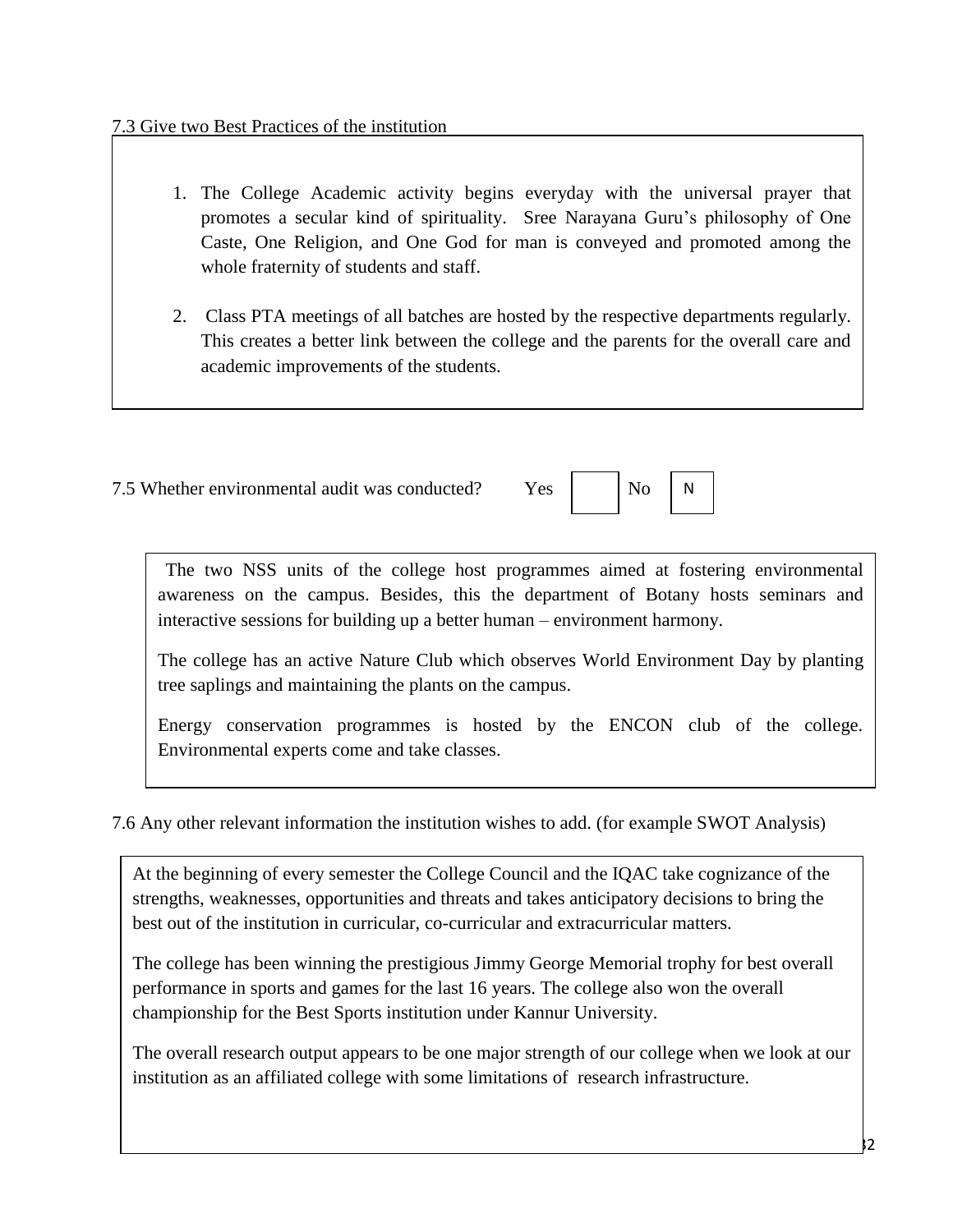7.3 Give two Best Practices of the institution

1. The College Academic activity begins everyday with the universal prayer that promotes a secular kind of spirituality. Sree Narayana Guru's philosophy of One Caste, One Religion, and One God for man is conveyed and promoted among the whole fraternity of students and staff.

2. Class PTA meetings of all batches are hosted by the respective departments regularly. This creates a better link between the college and the parents for the overall care and academic improvements of the students.

7.5 Whether environmental audit was conducted? Yes [ ] No [N]

The two NSS units of the college host programmes aimed at fostering environmental awareness on the campus. Besides, this the department of Botany hosts seminars and interactive sessions for building up a better human – environment harmony.

The college has an active Nature Club which observes World Environment Day by planting tree saplings and maintaining the plants on the campus.

Energy conservation programmes is hosted by the ENCON club of the college. Environmental experts come and take classes.

7.6 Any other relevant information the institution wishes to add. (for example SWOT Analysis)

At the beginning of every semester the College Council and the IQAC take cognizance of the strengths, weaknesses, opportunities and threats and takes anticipatory decisions to bring the best out of the institution in curricular, co-curricular and extracurricular matters.

The college has been winning the prestigious Jimmy George Memorial trophy for best overall performance in sports and games for the last 16 years. The college also won the overall championship for the Best Sports institution under Kannur University.

The overall research output appears to be one major strength of our college when we look at our institution as an affiliated college with some limitations of research infrastructure.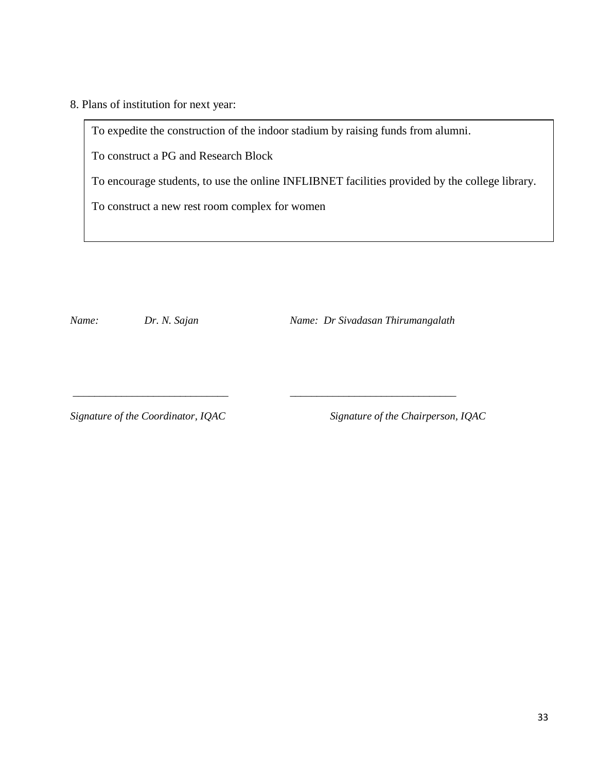8. Plans of institution for next year:

To expedite the construction of the indoor stadium by raising funds from alumni.

To construct a PG and Research Block

To encourage students, to use the online INFLIBNET facilities provided by the college library.

To construct a new rest room complex for women

*Name: Dr. N. Sajan*

*Name: Dr Sivadasan Thirumangalath*

\_\_\_\_\_\_\_\_\_\_\_\_\_\_\_\_\_\_\_\_\_\_\_\_\_\_\_\_

*Signature of the Coordinator, IQAC*

\_\_\_\_\_\_\_\_\_\_\_\_\_\_\_\_\_\_\_\_\_\_\_\_\_\_\_\_

*Signature of the Chairperson, IQAC*